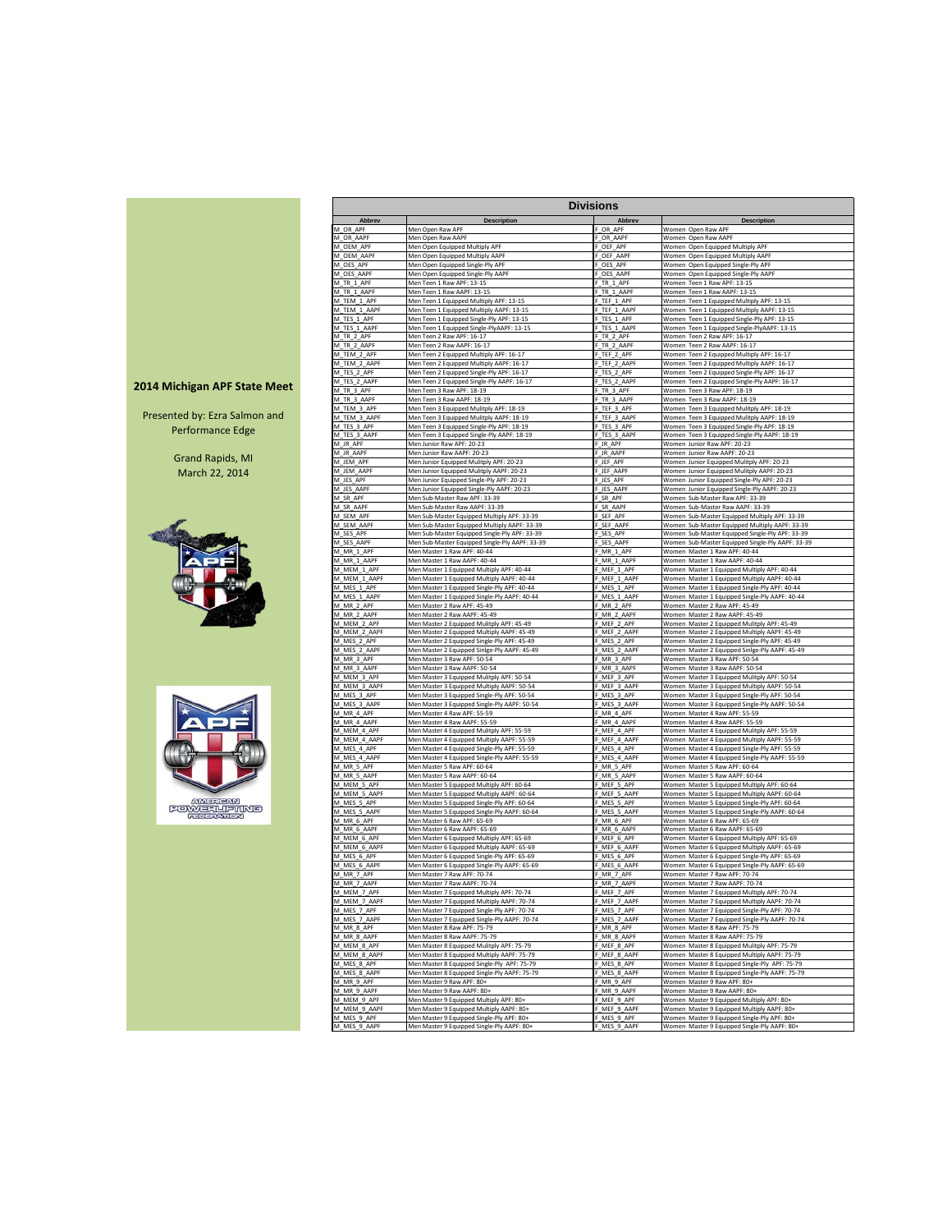# 2014 Michigan APF State Meet

Presented by: Ezra Salmon and Performance Edge

Grand Rapids, MI
March 22, 2014

AMERICAN POWERLIFTING FEDERATION

## Divisions

| Abbrev | Description | Abbrev | Description |
|---|---|---|---|
| M_OR_APF | Men Open Raw APF | F_OR_APF | Women Open Raw APF |
| M_OR_AAPF | Men Open Raw AAPF | F_OR_AAPF | Women Open Raw AAPF |
| M_OEM_APF | Men Open Equipped Multiply APF | F_OEF_APF | Women Open Equipped Multiply APF |
| M_OEM_AAPF | Men Open Equipped Multiply AAPF | F_OEF_AAPF | Women Open Equipped Multiply AAPF |
| M_OES_APF | Men Open Equipped Single-Ply APF | F_OES_APF | Women Open Equipped Single-Ply APF |
| M_OES_AAPF | Men Open Equipped Single-Ply AAPF | F_OES_AAPF | Women Open Equipped Single-Ply AAPF |
| M_TR_1_APF | Men Teen 1 Raw APF: 13-15 | F_TR_1_APF | Women Teen 1 Raw APF: 13-15 |
| M_TR_1_AAPF | Men Teen 1 Raw AAPF: 13-15 | F_TR_1_AAPF | Women Teen 1 Raw AAPF: 13-15 |
| M_TEM_1_APF | Men Teen 1 Equipped Multiply APF: 13-15 | F_TEF_1_APF | Women Teen 1 Equipped Multiply APF: 13-15 |
| M_TEM_1_AAPF | Men Teen 1 Equipped Multiply AAPF: 13-15 | F_TEF_1_AAPF | Women Teen 1 Equipped Multiply AAPF: 13-15 |
| M_TES_1_APF | Men Teen 1 Equipped Single-Ply APF: 13-15 | F_TES_1_APF | Women Teen 1 Equipped Single-Ply APF: 13-15 |
| M_TES_1_AAPF | Men Teen 1 Equipped Single-PlyAAPF: 13-15 | F_TES_1_AAPF | Women Teen 1 Equipped Single-PlyAAPF: 13-15 |
| M_TR_2_APF | Men Teen 2 Raw APF: 16-17 | F_TR_2_APF | Women Teen 2 Raw APF: 16-17 |
| M_TR_2_AAPF | Men Teen 2 Raw AAPF: 16-17 | F_TR_2_AAPF | Women Teen 2 Raw AAPF: 16-17 |
| M_TEM_2_APF | Men Teen 2 Equipped Multiply APF: 16-17 | F_TEF_2_APF | Women Teen 2 Equipped Multiply APF: 16-17 |
| M_TEM_2_AAPF | Men Teen 2 Equipped Multiply AAPF: 16-17 | F_TEF_2_AAPF | Women Teen 2 Equipped Multiply AAPF: 16-17 |
| M_TES_2_APF | Men Teen 2 Equipped Single-Ply APF: 16-17 | F_TES_2_APF | Women Teen 2 Equipped Single-Ply APF: 16-17 |
| M_TES_2_AAPF | Men Teen 2 Equipped Single-Ply AAPF: 16-17 | F_TES_2_AAPF | Women Teen 2 Equipped Single-Ply AAPF: 16-17 |
| M_TR_3_APF | Men Teen 3 Raw APF: 18-19 | F_TR_3_APF | Women Teen 3 Raw APF: 18-19 |
| M_TR_3_AAPF | Men Teen 3 Raw AAPF: 18-19 | F_TR_3_AAPF | Women Teen 3 Raw AAPF: 18-19 |
| M_TEM_3_APF | Men Teen 3 Equipped Multiply APF: 18-19 | F_TEF_3_APF | Women Teen 3 Equipped Multiply APF: 18-19 |
| M_TEM_3_AAPF | Men Teen 3 Equipped Multiply AAPF: 18-19 | F_TEF_3_AAPF | Women Teen 3 Equipped Multiply AAPF: 18-19 |
| M_TES_3_APF | Men Teen 3 Equipped Single-Ply APF: 18-19 | F_TES_3_APF | Women Teen 3 Equipped Single-Ply APF: 18-19 |
| M_TES_3_AAPF | Men Teen 3 Equipped Single-Ply AAPF: 18-19 | F_TES_3_AAPF | Women Teen 3 Equipped Single-Ply AAPF: 18-19 |
| M_JR_APF | Men Junior Raw APF: 20-23 | F_JR_APF | Women Junior Raw APF: 20-23 |
| M_JR_AAPF | Men Junior Raw AAPF: 20-23 | F_JR_AAPF | Women Junior Raw AAPF: 20-23 |
| M_JEM_APF | Men Junior Equipped Multiply APF: 20-23 | F_JEF_APF | Women Junior Equipped Multiply APF: 20-23 |
| M_JEM_AAPF | Men Junior Equipped Multiply AAPF: 20-23 | F_JEF_AAPF | Women Junior Equipped Multiply AAPF: 20-23 |
| M_JES_APF | Men Junior Equipped Single-Ply APF: 20-23 | F_JES_APF | Women Junior Equipped Single-Ply APF: 20-23 |
| M_JES_AAPF | Men Junior Equipped Single-Ply AAPF: 20-23 | F_JES_AAPF | Women Junior Equipped Single-Ply AAPF: 20-23 |
| M_SR_APF | Men Sub-Master Raw APF: 33-39 | F_SR_APF | Women Sub-Master Raw APF: 33-39 |
| M_SR_AAPF | Men Sub-Master Raw AAPF: 33-39 | F_SR_AAPF | Women Sub-Master Raw AAPF: 33-39 |
| M_SEM_APF | Men Sub-Master Equipped Multiply APF: 33-39 | F_SEF_APF | Women Sub-Master Equipped Multiply APF: 33-39 |
| M_SEM_AAPF | Men Sub-Master Equipped Multiply AAPF: 33-39 | F_SEF_AAPF | Women Sub-Master Equipped Multiply AAPF: 33-39 |
| M_SES_APF | Men Sub-Master Equipped Single-Ply APF: 33-39 | F_SES_APF | Women Sub-Master Equipped Single-Ply APF: 33-39 |
| M_SES_AAPF | Men Sub-Master Equipped Single-Ply AAPF: 33-39 | F_SES_AAPF | Women Sub-Master Equipped Single-Ply AAPF: 33-39 |
| M_MR_1_APF | Men Master 1 Raw APF: 40-44 | F_MR_1_APF | Women Master 1 Raw APF: 40-44 |
| M_MR_1_AAPF | Men Master 1 Raw AAPF: 40-44 | F_MR_1_AAPF | Women Master 1 Raw AAPF: 40-44 |
| M_MEM_1_APF | Men Master 1 Equipped Multiply APF: 40-44 | F_MEF_1_APF | Women Master 1 Equipped Multiply APF: 40-44 |
| M_MEM_1_AAPF | Men Master 1 Equipped Multiply AAPF: 40-44 | F_MEF_1_AAPF | Women Master 1 Equipped Multiply AAPF: 40-44 |
| M_MES_1_APF | Men Master 1 Equipped Single-Ply APF: 40-44 | F_MES_1_APF | Women Master 1 Equipped Single-Ply APF: 40-44 |
| M_MES_1_AAPF | Men Master 1 Equipped Single-Ply AAPF: 40-44 | F_MES_1_AAPF | Women Master 1 Equipped Single-Ply AAPF: 40-44 |
| M_MR_2_APF | Men Master 2 Raw APF: 45-49 | F_MR_2_APF | Women Master 2 Raw APF: 45-49 |
| M_MR_2_AAPF | Men Master 2 Raw AAPF: 45-49 | F_MR_2_AAPF | Women Master 2 Raw AAPF: 45-49 |
| M_MEM_2_APF | Men Master 2 Equipped Multiply APF: 45-49 | F_MEF_2_APF | Women Master 2 Equipped Multiply APF: 45-49 |
| M_MEM_2_AAPF | Men Master 2 Equipped Multiply AAPF: 45-49 | F_MEF_2_AAPF | Women Master 2 Equipped Multiply AAPF: 45-49 |
| M_MES_2_APF | Men Master 2 Equipped Single-Ply APF: 45-49 | F_MES_2_APF | Women Master 2 Equipped Single-Ply APF: 45-49 |
| M_MES_2_AAPF | Men Master 2 Equipped Single-Ply AAPF: 45-49 | F_MES_2_AAPF | Women Master 2 Equipped Snilge-Ply AAPF: 45-49 |
| M_MR_3_APF | Men Master 3 Raw APF: 50-54 | F_MR_3_APF | Women Master 3 Raw APF: 50-54 |
| M_MR_3_AAPF | Men Master 3 Raw AAPF: 50-54 | F_MR_3_AAPF | Women Master 3 Raw AAPF: 50-54 |
| M_MEM_3_APF | Men Master 3 Equipped Multiply APF: 50-54 | F_MEF_3_APF | Women Master 3 Equipped Multiply APF: 50-54 |
| M_MEM_3_AAPF | Men Master 3 Equipped Multiply AAPF: 50-54 | F_MEF_3_AAPF | Women Master 3 Equipped Multiply AAPF: 50-54 |
| M_MES_3_APF | Men Master 3 Equipped Single-Ply APF: 50-54 | F_MES_3_APF | Women Master 3 Equipped Single-Ply APF: 50-54 |
| M_MES_3_AAPF | Men Master 3 Equipped Single-Ply AAPF: 50-54 | F_MES_3_AAPF | Women Master 3 Equipped Single-Ply AAPF: 50-54 |
| M_MR_4_APF | Men Master 4 Raw APF: 55-59 | F_MR_4_APF | Women Master 4 Raw APF: 55-59 |
| M_MR_4_AAPF | Men Master 4 Raw AAPF: 55-59 | F_MR_4_AAPF | Women Master 4 Raw AAPF: 55-59 |
| M_MEM_4_APF | Men Master 4 Equipped Multiply APF: 55-59 | F_MEF_4_APF | Women Master 4 Equipped Multiply APF: 55-59 |
| M_MEM_4_AAPF | Men Master 4 Equipped Multiply AAPF: 55-59 | F_MEF_4_AAPF | Women Master 4 Equipped Multiply AAPF: 55-59 |
| M_MES_4_APF | Men Master 4 Equipped Single-Ply APF: 55-59 | F_MES_4_APF | Women Master 4 Equipped Single-Ply APF: 55-59 |
| M_MES_4_AAPF | Men Master 4 Equipped Single-Ply AAPF: 55-59 | F_MES_4_AAPF | Women Master 4 Equipped Single-Ply AAPF: 55-59 |
| M_MR_5_APF | Men Master 5 Raw APF: 60-64 | F_MR_5_APF | Women Master 5 Raw APF: 60-64 |
| M_MR_5_AAPF | Men Master 5 Raw AAPF: 60-64 | F_MR_5_AAPF | Women Master 5 Raw AAPF: 60-64 |
| M_MEM_5_APF | Men Master 5 Equipped Multiply APF: 60-64 | F_MEF_5_APF | Women Master 5 Equipped Multiply APF: 60-64 |
| M_MEM_5_AAPF | Men Master 5 Equipped Multiply AAPF: 60-64 | F_MEF_5_AAPF | Women Master 5 Equipped Multiply AAPF: 60-64 |
| M_MES_5_APF | Men Master 5 Equipped Single-Ply APF: 60-64 | F_MES_5_APF | Women Master 5 Equipped Single-Ply APF: 60-64 |
| M_MES_5_AAPF | Men Master 5 Equipped Single-Ply AAPF: 60-64 | F_MES_5_AAPF | Women Master 5 Equipped Single-Ply AAPF: 60-64 |
| M_MR_6_APF | Men Master 6 Raw APF: 65-69 | F_MR_6_APF | Women Master 6 Raw APF: 65-69 |
| M_MR_6_AAPF | Men Master 6 Raw AAPF: 65-69 | F_MR_6_AAPF | Women Master 6 Raw AAPF: 65-69 |
| M_MEM_6_APF | Men Master 6 Equipped Multiply APF: 65-69 | F_MEF_6_APF | Women Master 6 Equipped Multiply APF: 65-69 |
| M_MEM_6_AAPF | Men Master 6 Equipped Multiply AAPF: 65-69 | F_MEF_6_AAPF | Women Master 6 Equipped Multiply AAPF: 65-69 |
| M_MES_6_APF | Men Master 6 Equipped Single-Ply APF: 65-69 | F_MES_6_APF | Women Master 6 Equipped Single-Ply APF: 65-69 |
| M_MES_6_AAPF | Men Master 6 Equipped Single-Ply AAPF: 65-69 | F_MES_6_AAPF | Women Master 6 Equipped Single-Ply AAPF: 65-69 |
| M_MR_7_APF | Men Master 7 Raw APF: 70-74 | F_MR_7_APF | Women Master 7 Raw APF: 70-74 |
| M_MR_7_AAPF | Men Master 7 Raw AAPF: 70-74 | F_MR_7_AAPF | Women Master 7 Raw AAPF: 70-74 |
| M_MEM_7_APF | Men Master 7 Equipped Multiply APF: 70-74 | F_MEF_7_APF | Women Master 7 Equipped Multiply APF: 70-74 |
| M_MEM_7_AAPF | Men Master 7 Equipped Multiply AAPF: 70-74 | F_MEF_7_AAPF | Women Master 7 Equipped Multiply AAPF: 70-74 |
| M_MES_7_APF | Men Master 7 Equipped Single-Ply APF: 70-74 | F_MES_7_APF | Women Master 7 Equipped Single-Ply APF: 70-74 |
| M_MES_7_AAPF | Men Master 7 Equipped Single-Ply AAPF: 70-74 | F_MES_7_AAPF | Women Master 7 Equipped Single-Ply AAPF: 70-74 |
| M_MR_8_APF | Men Master 8 Raw APF: 75-79 | F_MR_8_APF | Women Master 8 Raw APF: 75-79 |
| M_MR_8_AAPF | Men Master 8 Raw AAPF: 75-79 | F_MR_8_AAPF | Women Master 8 Raw AAPF: 75-79 |
| M_MEM_8_APF | Men Master 8 Equipped Multiply APF: 75-79 | F_MEF_8_APF | Women Master 8 Equipped Multiply APF: 75-79 |
| M_MEM_8_AAPF | Men Master 8 Equipped Multiply AAPF: 75-79 | F_MEF_8_AAPF | Women Master 8 Equipped Multiply AAPF: 75-79 |
| M_MES_8_APF | Men Master 8 Equipped Single-Ply APF: 75-79 | F_MES_8_APF | Women Master 8 Equipped Single-Ply APF: 75-79 |
| M_MES_8_AAPF | Men Master 8 Equipped Single-Ply AAPF: 75-79 | F_MES_8_AAPF | Women Master 8 Equipped Single-Ply AAPF: 75-79 |
| M_MR_9_APF | Men Master 9 Raw APF: 80+ | F_MR_9_APF | Women Master 9 Raw APF: 80+ |
| M_MR_9_AAPF | Men Master 9 Raw AAPF: 80+ | F_MR_9_AAPF | Women Master 9 Raw AAPF: 80+ |
| M_MEM_9_APF | Men Master 9 Equipped Multiply APF: 80+ | F_MEF_9_APF | Women Master 9 Equipped Multiply APF: 80+ |
| M_MEM_9_AAPF | Men Master 9 Equipped Multiply AAPF: 80+ | F_MEF_9_AAPF | Women Master 9 Equipped Multiply AAPF: 80+ |
| M_MES_9_APF | Men Master 9 Equipped Single-Ply APF: 80+ | F_MES_9_APF | Women Master 9 Equipped Single-Ply APF: 80+ |
| M_MES_9_AAPF | Men Master 9 Equipped Single-Ply AAPF: 80+ | F_MES_9_AAPF | Women Master 9 Equipped Single-Ply AAPF: 80+ |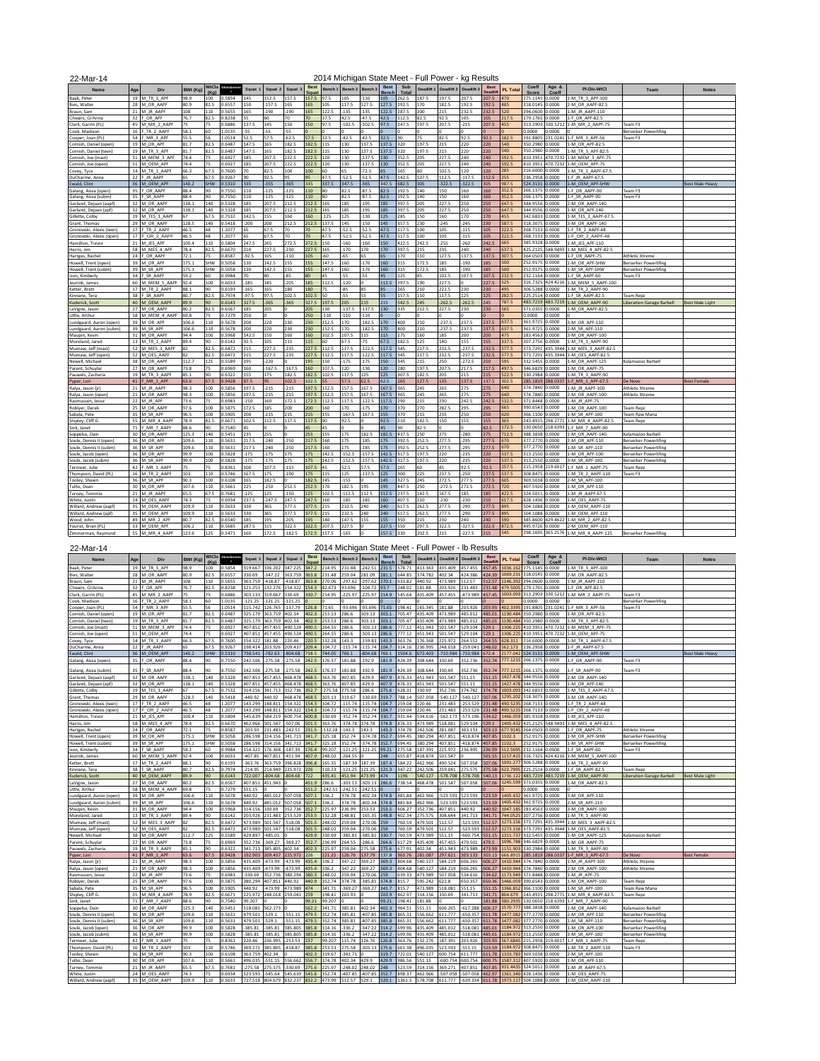22-Mar-14

## 2014 Michigan State Meet - Full Power - kg Results

| Name | Age | Div | BWt (Kg) | WtCls (Kg) | Glossbrenner | Squat 1 | Squat 2 | Squat 3 | Best Squat | Bench 1 | Bench 2 | Bench 3 | Best Bench | Sub Total | Deadlift 1 | Deadlift 2 | Deadlift 3 | Best Deadlift | PL Total | Coeff Score | Age & Coeff | Pl-Div-WtCl | Team | Notes |
|---|---|---|---|---|---|---|---|---|---|---|---|---|---|---|---|---|---|---|---|---|---|---|---|---|
| Baak, Peter | 19 | M_TR_3_APF | 98.9 | 100 | 0.5854 | 145 | 152.5 | 157.5 | 157.5 | 97.5 | 105 | -110 | 105 | 262.5 | 187.5 | 197.5 | 207.5 | 207.5 | 470 | 275.1145 | 0.0000 | 1-M_TR_3_APF-100 | | |
| Bies, Walter | 28 | M_OR_AAPF | 80.9 | 82.5 | 0.6557 | 150 | -157.5 | 165 | 165 | 105 | 117.5 | 127.5 | 127.5 | 292.5 | 170 | 182.5 | 192.5 | 192.5 | 485 | 318.0145 | 0.0000 | 2-M_OR_AAPF-82.5 | | |
| Braun, Sam | 21 | M_JR_AAPF | 108 | 110 | 0.5655 | 165 | -190 | -190 | 165 | 122.5 | -135 | -135 | 122.5 | 287.5 | 200 | 215 | 232.5 | 232.5 | 520 | 294.0600 | 0.0000 | 1-M_JR_AAPF-110 | | |
| Chears, Gi'Anna | 32 | F_OR_APF | 76.7 | 82.5 | 0.8238 | 55 | 60 | 70 | 70 | 37.5 | 42.5 | -47.5 | 42.5 | 112.5 | 82.5 | 92.5 | 105 | 105 | 217.5 | 179.1765 | 0.0000 | 1-F_OR_APF-82.5 | | |
| Clark, Garrin (PL) | 45 | M_MR_2_AAPF | 75 | 75 | 0.6886 | 137.5 | 145 | 150 | 150 | 97.5 | -102.5 | -102.5 | 97.5 | 247.5 | 197.5 | 207.5 | -215 | 207.5 | 455 | 313.2903 | 330.5212 | 1-M_MR_2_AAPF-75 | Team F3 | |
| Cook, Madison | 16 | F_TR_2_AAPF | 58.1 | 60 | 1.0135 | -55 | -55 | -55 | 0 | | | | 0 | 0 | | | | 0 | 0 | 0.0000 | 0.0000 | | Berserker Powerlifting | |
| Cooper, Joan (PL) | 54 | F_MR_3_APF | 55.5 | 56 | 1.0514 | 52.5 | 57.5 | -62.5 | 57.5 | 32.5 | -42.5 | -42.5 | 32.5 | 90 | 75 | 82.5 | 92.5 | 92.5 | 182.5 | 191.8805 | 231.0241 | 1-F_MR_3_APF-56 | Team F3 | |
| Cornish, Daniel (open) | 19 | M_OR_APF | 81.7 | 82.5 | 0.6487 | 147.5 | 165 | 182.5 | 182.5 | 115 | 130 | 137.5 | 137.5 | 320 | 197.5 | 215 | 220 | 220 | 540 | 350.2980 | 0.0000 | 1-M_OR_APF-82.5 | | |
| Cornish, Daniel (teen) | 19 | M_TR_3_APF | 81.7 | 82.5 | 0.6487 | 147.5 | 165 | 182.5 | 182.5 | 115 | 130 | 137.5 | 137.5 | 320 | 197.5 | 215 | 220 | 220 | 540 | 350.2980 | 0.0000 | 1-M_TR_3_APF-82.5 | | |
| Cornish, Joe (mast) | 51 | M_MEM_3_APF | 74.4 | 75 | 0.6927 | 185 | 207.5 | 222.5 | 222.5 | 120 | 130 | -137.5 | 130 | 352.5 | 205 | 227.5 | 240 | 240 | 592.5 | 410.3951 | 470.7232 | 1-M_MEM_3_APF-75 | | |
| Cornish, Joe (open) | 51 | M_OEM_APF | 74.4 | 75 | 0.6927 | 185 | 207.5 | 222.5 | 222.5 | 120 | 130 | -137.5 | 130 | 352.5 | 205 | 227.5 | 240 | 240 | 592.5 | 410.3951 | 470.7232 | 1-M_OEM_APF-75 | | |
| Covey, Tyce | 14 | M_TR_1_AAPF | 66.3 | 67.5 | 0.7600 | 70 | 82.5 | 100 | 100 | 60 | 65 | -72.5 | 65 | 165 | 80 | 102.5 | 120 | 120 | 285 | 216.6000 | 0.0000 | 1-M_TR_1_AAPF-67.5 | | |
| DuCharme, Anna | 22 | F_JR_AAPF | 65 | 67.5 | 0.9267 | 90 | 92.5 | 95 | 95 | 47.5 | -52.5 | -52.5 | 47.5 | 142.5 | 107.5 | 112.5 | -117.5 | 112.5 | 255 | 236.2958 | 0.0000 | 1-F_JR_AAPF-67.5 | | |
| Ewald, Clint | 36 | M_OEM_APF | 140.2 | SHW | 0.5310 | 335 | -355 | -365 | 335 | 337.5 | 347.5 | -365 | 347.5 | 682.5 | 305 | -322.5 | -322.5 | 305 | 987.5 | 524.3131 | 0.0000 | 1-M_OEM_APF-SHW | | Best Male Heavy |
| Galang, Aissa (open) | 35 | F_OR_AAPF | 88.4 | 90 | 0.7550 | 110 | -125 | -125 | 110 | 80 | 82.5 | -87.5 | 82.5 | 192.5 | 140 | 150 | 160 | 160 | 352.5 | 266.1375 | 0.0000 | 1-F_OR_AAPF-90 | Team F3 | |
| Galang, Aissa (subm) | 35 | F_SR_AAPF | 88.4 | 90 | 0.7550 | 110 | -125 | -125 | 110 | 80 | 82.5 | -87.5 | 82.5 | 192.5 | 140 | 150 | 160 | 160 | 352.5 | 266.1375 | 0.0000 | 1-F_SR_AAPF-90 | Team F3 | |
| Garland, Dejuan (aapf) | 32 | M_OR_AAPF | 138.1 | 140 | 0.5328 | 185 | 207.5 | 212.5 | 212.5 | 165 | 185 | -195 | 185 | 397.5 | 205 | 227.5 | 250 | 250 | 647.5 | 344.9556 | 0.0000 | 2-M_OR_AAPF-140 | | |
| Garland, Dejuan (apf) | 32 | M_OR_APF | 138.1 | 140 | 0.5328 | 185 | 207.5 | 212.5 | 212.5 | 165 | 185 | -195 | 185 | 397.5 | 205 | 227.5 | 250 | 250 | 647.5 | 344.9556 | 0.0000 | 1-M_OR_APF-140 | | |
| Gillette, Colby | 19 | M_TES_3_AAPF | 67 | 67.5 | 0.7532 | 142.5 | 155 | 160 | 160 | -125 | 125 | -130 | 125 | 285 | 150 | 160 | 170 | 170 | 455 | 342.6833 | 0.0000 | 1-M_TES_3_AAPF-67.5 | | |
| Grant, Thomas | 29 | M_OR_AAPF | 128.5 | 140 | 0.5418 | -200 | 200 | 212.5 | 212.5 | 137.5 | 145 | -150 | 145 | 357.5 | 230 | -245 | -245 | 230 | 587.5 | 318.3075 | 0.0000 | 3-M_OR_AAPF-140 | | |
| Gronowski, Alexis (teen) | 17 | F_TR_2_AAPF | 46.5 | 48 | 1.2077 | 65 | 67.5 | 70 | 70 | 47.5 | -52.5 | -52.5 | 47.5 | 117.5 | 100 | 105 | -115 | 105 | 222.5 | 268.7133 | 0.0000 | 1-F_TR_2_AAPF-48 | | |
| Gronowski, Alexis (open) | 17 | F_OR_2_AAPF | 46.5 | 48 | 1.2077 | 65 | 67.5 | 70 | 70 | 47.5 | -52.5 | -52.5 | 47.5 | 117.5 | 100 | 105 | -115 | 105 | 222.5 | 268.7133 | 0.0000 | 1-F_OR_2_AAPF-48 | | |
| Hamilton, Trevor | 21 | M_JES_APF | 100.4 | 110 | 0.5804 | 247.5 | 265 | 272.5 | 272.5 | 150 | -160 | -160 | 150 | 422.5 | 242.5 | -255 | -260 | 242.5 | 665 | 385.9328 | 0.0000 | 1-M_JES_APF-110 | | |
| Harris, Jim | 58 | M_MES_4_APF | 78.4 | 82.5 | 0.6670 | 210 | 227.5 | -230 | 227.5 | 165 | -170 | 170 | 170 | 397.5 | 215 | 235 | 240 | 240 | 637.5 | 425.2125 | 548.9493 | 1-M_MES_4_APF-82.5 | | |
| Hartges, Rachel | 24 | F_OR_AAPF | 72.1 | 75 | 0.8587 | 92.5 | 105 | -110 | 105 | 60 | 65 | -65 | 65 | 170 | 110 | 127.5 | 137.5 | 137.5 | 307.5 | 264.0503 | 0.0000 | 1-F_OR_AAPF-75 | Athletic Xtreme | |
| Howell, Trent (open) | 39 | M_OR_APF | 175.1 | SHW | 0.5058 | 130 | 142.5 | 155 | 155 | 147.5 | 160 | -170 | 160 | 315 | 172.5 | 185 | -190 | 185 | 500 | 252.9175 | 0.0000 | 1-M_OR_APF-SHW | Berserker Powerlifting | |
| Howell, Trent (subm) | 39 | M_SR_APF | 175.1 | SHW | 0.5058 | 130 | 142.5 | 155 | 155 | 147.5 | 160 | -170 | 160 | 315 | 172.5 | 185 | -190 | 185 | 500 | 252.9175 | 0.0000 | 1-M_SR_APF-SHW | Berserker Powerlifting | |
| Ison, Kimberly | 34 | F_SR_AAPF | 59.2 | 60 | 0.9984 | 70 | 80 | -85 | 80 | 45 | 55 | -55 | 55 | 135 | 85 | 102.5 | 107.5 | 107.5 | 232.5 | 232.1164 | 0.0000 | 1-F_SR_AAPF-60 | Team F3 | |
| Jeurink, James | 60 | M_MEM_5_AAPF | 92.4 | 100 | 0.6033 | -185 | 185 | 205 | 205 | 112.5 | -120 | | 112.5 | 317.5 | 190 | 227.5 | | 227.5 | 545 | 316.7325 | 424.4216 | 1-M_MEM_5_AAPF-100 | | |
| Ketter, Brett | 17 | M_TR_2_AAPF | 88.1 | 90 | 0.6193 | -165 | 165 | 180 | 180 | 75 | -85 | 85 | 85 | 265 | 210 | 222.5 | 230 | 230 | 495 | 306.5288 | 0.0000 | 1-M_TR_2_AAPF-90 | | |
| Kinnane, Tera | 38 | F_SR_AAPF | 80.7 | 82.5 | 0.7973 | 97.5 | 97.5 | 102.5 | 102.5 | 50 | 55 | 55 | 55 | 157.5 | 110 | 117.5 | 125 | 125 | 282.5 | 225.2514 | 0.0000 | 1-F_SR_AAPF-82.5 | Team Repz | |
| Kuderick, Scott | 40 | M_OEM_AAPF | 89.9 | 90 | 0.6143 | 327.5 | -365 | -365 | 327.5 | 177.5 | 205 | 215 | 215 | 542.5 | 245 | -262.5 | -262.5 | 245 | 787.5 | 483.7219 | 483.7219 | 1-M_OEM_AAPF-90 | Liberation Garage Barbell | Best Male Light |
| LaVigne, Jason | 27 | M_OR_AAPF | 80.2 | 82.5 | 0.6567 | 185 | 205 | | 205 | 130 | -137.5 | -137.5 | 130 | 335 | 212.5 | 227.5 | 230 | 230 | 565 | 371.0355 | 0.0000 | 1-M_OR_AAPF-82.5 | | |
| Little, Arthur | 58 | M_MEM_4_AAPF | 69.8 | 75 | 0.7279 | 250 | | | 250 | -110 | -110 | | 0 | 0 | | | | 0 | 0 | 0.0000 | 0.0000 | | | |
| Lundgaard, Aaron (open) | 39 | M_OR_APF | 106.6 | 110 | 0.5678 | 200 | 220 | 230 | 230 | 152.5 | 170 | -182.5 | 170 | 400 | 210 | -237.5 | 237.5 | 237.5 | 637.5 | 361.9725 | 0.0000 | 3-M_OR_APF-110 | | |
| Lundgaard, Aaron (subm) | 39 | M_SR_APF | 106.6 | 110 | 0.5678 | 200 | 220 | 230 | 230 | 152.5 | 170 | -182.5 | 170 | 400 | 210 | -237.5 | 237.5 | 237.5 | 637.5 | 361.9725 | 0.0000 | 2-M_SR_APF-110 | | |
| Maupin, Kevin | 31 | M_OR_AAPF | 94.4 | 100 | 0.5968 | 142.5 | 150 | 160 | 160 | 102.5 | 107.5 | 115 | 115 | 275 | 160 | 185 | 200 | 200 | 475 | 283.4563 | 0.0000 | 3-M_OR_AAPF-100 | | |
| Moreland, Jared | 13 | M_TR_1_AAPF | 89.4 | 90 | 0.6142 | 92.5 | 105 | 115 | 115 | 60 | 67.5 | -75 | 67.5 | 182.5 | 125 | 140 | 155 | 155 | 337.5 | 207.2756 | 0.0000 | 1-M_TR_1_AAPF-90 | | |
| Mumaw, Jeff (mast) | 52 | M_MES_3_AAPF | 82 | 82.5 | 0.6472 | 215 | 227.5 | -235 | 227.5 | 112.5 | 117.5 | -122.5 | 117.5 | 345 | 217.5 | 232.5 | -237.5 | 232.5 | 577.5 | 373.7291 | 435.3944 | 1-M_MES_3_AAPF-82.5 | | |
| Mumaw, Jeff (open) | 52 | M_OES_AAPF | 82 | 82.5 | 0.6472 | 215 | 227.5 | -235 | 227.5 | 112.5 | 117.5 | -122.5 | 117.5 | 345 | 217.5 | 232.5 | -237.5 | 232.5 | 577.5 | 373.7291 | 435.3944 | 1-M_OES_AAPF-82.5 | | |
| Newell, Michael | 38 | M_OR_AAPF | 112.7 | 125 | 0.5589 | 195 | -220 | | 195 | 150 | -175 | -175 | 150 | 345 | 215 | 250 | -272.5 | 250 | 595 | 332.5455 | 0.0000 | 1-M_OR_AAPF-125 | Kalamazoo Barbell | |
| Parent, Schuyler | 27 | M_OR_AAPF | 73.8 | 75 | 0.6969 | 160 | -167.5 | -167.5 | 160 | 107.5 | 120 | -130 | 120 | 280 | 197.5 | 207.5 | 217.5 | 217.5 | 497.5 | 346.6829 | 0.0000 | 1-M_OR_AAPF-75 | | |
| Pauwels, Zacharia | 19 | M_TR_3_AAPF | 85.1 | 90 | 0.6322 | 155 | 175 | 182.5 | 182.5 | 112.5 | 117.5 | 125 | 125 | 307.5 | 182.5 | 205 | 215 | 215 | 522.5 | 330.2984 | 0.0000 | 1-M_TR_3_AAPF-90 | | |
| Pyper, Lori | 41 | F_MR_1_APF | 63.6 | 67.5 | 0.9428 | 87.5 | 95 | 102.5 | 102.5 | 55 | 57.5 | 62.5 | 62.5 | 165 | 127.5 | 135 | 137.5 | 137.5 | 302.5 | 285.1819 | 288.0337 | 1-F_MR_1_APF-67.5 | De Novo | Best Female |
| Ralya, Jason (jr) | 21 | M_JR_AAPF | 98.3 | 100 | 0.5856 | 197.5 | -215 | -215 | 197.5 | 152.5 | 167.5 | -167.5 | 167.5 | 365 | 245 | 265 | 275 | 275 | 640 | 374.7840 | 0.0000 | 1-M_JR_AAPF-100 | Athletic Xtreme | |
| Ralya, Jason (open) | 21 | M_OR_AAPF | 98.3 | 100 | 0.5856 | 197.5 | -215 | -215 | 197.5 | 152.5 | 167.5 | -167.5 | 167.5 | 365 | 245 | 265 | 275 | 275 | 640 | 374.7840 | 0.0000 | 2-M_OR_AAPF-100 | Athletic Xtreme | |
| Rasmussen, Jesse | 22 | M_JR_APF | 73.6 | 75 | 0.6983 | 150 | 160 | 172.5 | 172.5 | 112.5 | 117.5 | -122.5 | 117.5 | 290 | 210 | 230 | 242.5 | 242.5 | 532.5 | 371.8448 | 0.0000 | 1-M_JR_APF-75 | | |
| Robbyer, Derek | 25 | M_OR_AAPF | 97.6 | 100 | 0.5875 | 172.5 | 185 | 200 | 200 | 160 | 170 | -175 | 170 | 370 | 270 | 282.5 | 295 | 295 | 665 | 390.6543 | 0.0000 | 1-M_OR_AAPF-100 | Team Repz | |
| Sabala, Pete | 35 | M_SR_APF | 96.5 | 100 | 0.5905 | 200 | 215 | -215 | 215 | 155 | -167.5 | -167.5 | 155 | 370 | 235 | 250 | -250 | 250 | 620 | 366.1100 | 0.0000 | 1-M_SR_APF-100 | Team Raw Mana | |
| Shipley, Cliff G. | 55 | M_MR_4_AAPF | 78.9 | 82.5 | 0.6671 | 102.5 | 112.5 | 117.5 | 117.5 | 90 | 92.5 | | 92.5 | 210 | 142.5 | 150 | 155 | 155 | 365 | 243.4915 | 298.2771 | 1-M_MR_4_AAPF-82.5 | Team Repz | |
| Sink, Janet | 71 | F_MR_7_AAPF | 88.6 | 90 | 0.7540 | 45 | | | 45 | 45 | | | 45 | 90 | 82.5 | | | 82.5 | 172.5 | 130.0650 | 218.6393 | 1-F_MR_7_AAPF-90 | | |
| Soppelsa, Dain | 30 | M_OR_AAPF | 125.3 | 140 | 0.5451 | 235 | 255 | | 255 | 155 | 175 | 182.5 | 182.5 | 437.5 | 250 | 275 | -280 | 275 | 712.5 | 388.3838 | 0.0000 | 1-M_OR_AAPF-140 | Kalamazoo Barbell | |
| Soule, Dennis II (open) | 36 | M_OR_APF | 109.6 | 110 | 0.5631 | 217.5 | -240 | -250 | 217.5 | 160 | 175 | -185 | 175 | 392.5 | 250 | 277.5 | -295 | 277.5 | 670 | 377.2770 | 0.0000 | 2-M_OR_APF-110 | Kalamazoo Barbell | |
| Soule, Dennis II (subm) | 36 | M_SR_APF | 109.6 | 110 | 0.5631 | 217.5 | -240 | -250 | 217.5 | 160 | 175 | -185 | 175 | 392.5 | 250 | 277.5 | -295 | 277.5 | 670 | 377.2770 | 0.0000 | 1-M_SR_APF-110 | Kalamazoo Barbell | |
| Soule, Jacob (open) | 36 | M_OR_APF | 99.9 | 100 | 0.5828 | -175 | 175 | | 175 | 142.5 | -152.5 | -157.5 | 142.5 | 317.5 | 197.5 | 220 | -225 | 220 | 537.5 | 313.2550 | 0.0000 | 1-M_OR_APF-100 | Kalamazoo Barbell | |
| Soule, Jacob (subm) | 36 | M_SR_APF | 99.9 | 100 | 0.5828 | -175 | 175 | | 175 | 142.5 | -152.5 | -157.5 | 142.5 | 317.5 | 197.5 | 220 | -225 | 220 | 537.5 | 313.2550 | 0.0000 | 3-M_SR_APF-100 | Kalamazoo Barbell | |
| Termeer, Julie | 42 | F_MR_1_AAPF | 75 | 75 | 0.8361 | 100 | 107.5 | -115 | 107.5 | 45 | 52.5 | 57.5 | 57.5 | 165 | 60 | 85 | 92.5 | 92.5 | 257.5 | 215.2958 | 219.6017 | 1-F_MR_1_AAPF-75 | Team Repz | |
| Thompson, David (PL) | 16 | M_TR_2_AAPF | 103 | 110 | 0.5746 | 167.5 | 175 | -190 | 175 | 115 | 125 | -137.5 | 125 | 300 | 225 | 237.5 | -250 | 237.5 | 537.5 | 308.8475 | 0.0000 | 1-M_TR_2_AAPF-110 | Team F3 | |
| Tooley, Shawn | 36 | M_SR_APF | 90.3 | 100 | 0.6108 | 165 | 182.5 | | 182.5 | 145 | -155 | | 145 | 327.5 | 255 | 272.5 | 277.5 | 277.5 | 605 | 369.5038 | 0.0000 | 2-M_SR_APF-100 | | |
| Tullio, Dean | 30 | M_OR_APF | 107.6 | 110 | 0.5661 | 225 | -250 | 252.5 | 252.5 | 170 | 182.5 | 195 | 195 | 447.5 | 250 | -272.5 | 272.5 | 272.5 | 720 | 407.5920 | 0.0000 | 1-M_OR_APF-110 | | |
| Turney, Tommie | 21 | M_JR_AAPF | 65.5 | 67.5 | 0.7681 | 125 | 135 | -150 | 135 | 102.5 | -112.5 | -112.5 | 102.5 | 237.5 | 142.5 | 167.5 | 185 | 185 | 422.5 | 324.5011 | 0.0000 | 1-M_JR_AAPF-67.5 | | |
| White, Justin | 24 | M_OES_AAPF | 74.3 | 75 | 0.6934 | 237.5 | -247.5 | 247.5 | 247.5 | 160 | -185 | -185 | 160 | 407.5 | 210 | -230 | -230 | 210 | 617.5 | 428.1436 | 0.0000 | 1-M_OES_AAPF-75 | | |
| Willard, Andrew (aapf) | 35 | M_OEM_AAPF | 109.9 | 110 | 0.5633 | 330 | 365 | 377.5 | 377.5 | 215 | 232.5 | 240 | 240 | 617.5 | 262.5 | 277.5 | -290 | 277.5 | 895 | 504.1088 | 0.0000 | 1-M_OEM_AAPF-110 | | |
| Willard, Andrew (apf) | 35 | M_OEM_APF | 109.9 | 110 | 0.5633 | 330 | 365 | 377.5 | 377.5 | 215 | 232.5 | 240 | 240 | 617.5 | 262.5 | 277.5 | -290 | 277.5 | 895 | 504.1088 | 0.0000 | 1-M_OEM_APF-110 | | |
| Wood, John | 49 | M_MR_2_APF | 80.7 | 82.5 | 0.6540 | 185 | 195 | -205 | 195 | 140 | 147.5 | 155 | 155 | 350 | 215 | 230 | 240 | 240 | 590 | 385.8600 | 429.4622 | 1-M_MR_2_APF-82.5 | | |
| Yourist, Brian (PL) | 33 | M_OEM_APF | 106.2 | 110 | 0.5685 | 287.5 | 315 | 322.5 | 322.5 | 207.5 | 227.5 | | 227.5 | 550 | 297.5 | 322.5 | -327.5 | 322.5 | 872.5 | 495.9726 | 0.0000 | 2-M_OEM_APF-110 | | |
| Zimmerman, Raymond | 55 | M_MR_4_AAPF | 123.6 | 125 | 0.5471 | 160 | 172.5 | -182.5 | 172.5 | 157.5 | -165 | | 157.5 | 330 | 202.5 | 215 | -227.5 | 215 | 545 | 298.1695 | 365.2576 | 1-M_MR_4_AAPF-125 | Berserker Powerlifting | |

22-Mar-14

## 2014 Michigan State Meet - Full Power - lb Results

| Name | Age | Div | BWt (Kg) | WtCls (Kg) | Glossbrenner | Squat 1 | Squat 2 | Squat 3 | Best Squat | Bench 1 | Bench 2 | Bench 3 | Best Bench | Sub Total | Deadlift 1 | Deadlift 2 | Deadlift 3 | Best Deadlift | PL Total | Coeff Score | Age & Coeff | Pl-Div-WtCl | Team | Notes |
|---|---|---|---|---|---|---|---|---|---|---|---|---|---|---|---|---|---|---|---|---|---|---|---|---|
| Baak, Peter | 19 | M_TR_3_APF | 98.9 | 100 | 0.5854 | 319.667 | 336.202 | 347.225 | 347.2 | 214.95 | 231.48 | -242.51 | 231.5 | 578.71 | 413.363 | 435.409 | 457.455 | 457.45 | 1036.162 | 275.1145 | 0.0000 | 1-M_TR_3_APF-100 | | |
| Bies, Walter | 28 | M_OR_AAPF | 80.9 | 82.5 | 0.6557 | 330.69 | -347.225 | 363.759 | 363.8 | 231.48 | 259.04 | 281.09 | 281.1 | 644.85 | 374.782 | 402.34 | 424.386 | 424.39 | 1069.231 | 318.0145 | 0.0000 | 2-M_OR_AAPF-82.5 | | |
| Braun, Sam | 21 | M_JR_AAPF | 108 | 110 | 0.5655 | 363.759 | -418.874 | -418.874 | 363.8 | 270.06 | -297.62 | -297.62 | 270.1 | 633.82 | 440.92 | 473.989 | 512.57 | 512.57 | 1146.392 | 294.0600 | 0.0000 | 1-M_JR_AAPF-110 | | |
| Chears, Gi'Anna | 32 | F_OR_APF | 76.7 | 82.5 | 0.8238 | 121.253 | 132.276 | 154.322 | 154.3 | 82.673 | 93.696 | -104.72 | 93.7 | 248.02 | 181.88 | 203.926 | 231.483 | 231.48 | 479.501 | 179.1765 | 0.0000 | 1-F_OR_APF-82.5 | | |
| Clark, Garrin (PL) | 45 | M_MR_2_AAPF | 75 | 75 | 0.6886 | 303.133 | 319.667 | 330.69 | 330.7 | 214.95 | -225.97 | -225.97 | 214.9 | 545.64 | 435.409 | 457.455 | -473.989 | 457.45 | 1003.093 | 313.2903 | 330.5212 | 1-M_MR_2_AAPF-75 | Team F3 | |
| Cook, Madison | 16 | F_TR_2_AAPF | 58.1 | 60 | 1.0135 | -121.253 | -121.253 | -121.253 | 0 | | | | 0 | 0 | | | | 0 | 0 | 0.0000 | 0.0000 | | Berserker Powerlifting | |
| Cooper, Joan (PL) | 54 | F_MR_3_APF | 55.5 | 56 | 1.0514 | 115.742 | 126.765 | -137.788 | 126.8 | 71.65 | -93.696 | -93.696 | 71.65 | 198.41 | 165.345 | 181.88 | 203.926 | 203.93 | 402.34 | 191.8805 | 231.0241 | 1-F_MR_3_APF-56 | Team F3 | |
| Cornish, Daniel (open) | 19 | M_OR_APF | 81.7 | 82.5 | 0.6487 | 325.179 | 363.759 | 402.34 | 402.3 | 253.53 | 286.6 | 303.13 | 303.1 | 705.47 | 435.409 | 473.989 | 485.012 | 485.01 | 1190.484 | 350.2980 | 0.0000 | 1-M_OR_APF-82.5 | | |
| Cornish, Daniel (teen) | 19 | M_TR_3_APF | 81.7 | 82.5 | 0.6487 | 325.179 | 363.759 | 402.34 | 402.3 | 253.53 | 286.6 | 303.13 | 303.1 | 705.47 | 435.409 | 473.989 | 485.012 | 485.01 | 1190.484 | 350.2980 | 0.0000 | 1-M_TR_3_APF-82.5 | | |
| Cornish, Joe (mast) | 51 | M_MEM_3_APF | 74.4 | 75 | 0.6927 | 407.851 | 457.455 | 490.524 | 490.5 | 264.55 | 286.6 | -303.13 | 286.6 | 777.12 | 451.943 | 501.547 | 529.104 | 529.1 | 1306.226 | 410.3951 | 470.7232 | 1-M_MEM_3_APF-75 | | |
| Cornish, Joe (open) | 51 | M_OEM_APF | 74.4 | 75 | 0.6927 | 407.851 | 457.455 | 490.524 | 490.5 | 264.55 | 286.6 | -303.13 | 286.6 | 777.12 | 451.943 | 501.547 | 529.104 | 529.1 | 1306.226 | 410.3951 | 470.7232 | 1-M_OEM_APF-75 | | |
| Covey, Tyce | 14 | M_TR_1_AAPF | 66.3 | 67.5 | 0.7600 | 154.322 | 181.88 | 220.46 | 220.5 | 132.28 | 143.3 | -159.83 | 143.3 | 363.76 | 176.368 | 225.972 | 264.552 | 264.55 | 628.311 | 216.6000 | 0.0000 | 1-M_TR_1_AAPF-67.5 | | |
| DuCharme, Anna | 22 | F_JR_AAPF | 65 | 67.5 | 0.9267 | 198.414 | 203.926 | 209.437 | 209.4 | 104.72 | -115.74 | -115.74 | 104.7 | 314.16 | 236.995 | 248.018 | -259.041 | 248.02 | 562.173 | 236.2958 | 0.0000 | 1-F_JR_AAPF-67.5 | | |
| Ewald, Clint | 36 | M_OEM_APF | 140.2 | SHW | 0.5310 | 738.541 | -782.633 | -804.679 | 738.5 | 744.05 | 766.1 | -804.68 | 766.1 | 1504.64 | 672.403 | -710.984 | -710.984 | 672.4 | 2177.043 | 524.3131 | 0.0000 | 1-M_OEM_APF-SHW | | Best Male Heavy |
| Galang, Aissa (open) | 35 | F_OR_AAPF | 88.4 | 90 | 0.7550 | 242.506 | -275.575 | -275.575 | 242.5 | 176.37 | 181.88 | -192.9 | 181.9 | 424.39 | 308.644 | 330.69 | 352.736 | 352.74 | 777.122 | 266.1375 | 0.0000 | 1-F_OR_AAPF-90 | Team F3 | |
| Galang, Aissa (subm) | 35 | F_SR_AAPF | 88.4 | 90 | 0.7550 | 242.506 | -275.575 | -275.575 | 242.5 | 176.37 | 181.88 | -192.9 | 181.9 | 424.39 | 308.644 | 330.69 | 352.736 | 352.74 | 777.122 | 266.1375 | 0.0000 | 1-F_SR_AAPF-90 | Team F3 | |
| Garland, Dejuan (aapf) | 32 | M_OR_AAPF | 138.1 | 140 | 0.5328 | 407.851 | 457.455 | 468.478 | 468.5 | 363.76 | 407.85 | -429.9 | 407.9 | 876.33 | 451.943 | 501.547 | 551.15 | 551.15 | 1427.479 | 344.9556 | 0.0000 | 2-M_OR_AAPF-140 | | |
| Garland, Dejuan (apf) | 32 | M_OR_APF | 138.1 | 140 | 0.5328 | 407.851 | 457.455 | 468.478 | 468.5 | 363.76 | 407.85 | -429.9 | 407.9 | 876.33 | 451.943 | 501.547 | 551.15 | 551.15 | 1427.479 | 344.9556 | 0.0000 | 1-M_OR_APF-140 | | |
| Gillette, Colby | 19 | M_TES_3_AAPF | 67 | 67.5 | 0.7532 | 314.156 | 341.713 | 352.736 | 352.7 | -275.58 | 275.58 | -286.6 | 275.6 | 628.31 | 330.69 | 352.736 | 374.782 | 374.78 | 1003.093 | 342.6833 | 0.0000 | 1-M_TES_3_AAPF-67.5 | | |
| Grant, Thomas | 29 | M_OR_AAPF | 128.5 | 140 | 0.5418 | -440.92 | 440.92 | 468.478 | 468.5 | 303.13 | 319.67 | -330.69 | 319.7 | 788.14 | 507.058 | -540.127 | -540.127 | 507.06 | 1295.203 | 318.3075 | 0.0000 | 3-M_OR_AAPF-140 | | |
| Gronowski, Alexis (teen) | 17 | F_TR_2_AAPF | 46.5 | 48 | 1.2077 | 143.299 | 148.811 | 154.322 | 154.3 | 104.72 | -115.74 | -115.74 | 104.7 | 259.04 | 220.46 | 231.483 | -253.529 | 231.48 | 490.524 | 268.7133 | 0.0000 | 1-F_TR_2_AAPF-48 | | |
| Gronowski, Alexis (open) | 17 | F_OR_2_AAPF | 46.5 | 48 | 1.2077 | 143.299 | 148.811 | 154.322 | 154.3 | 104.72 | -115.74 | -115.74 | 104.7 | 259.04 | 220.46 | 231.483 | -253.529 | 231.48 | 490.524 | 268.7133 | 0.0000 | 1-F_OR_2_AAPF-48 | | |
| Hamilton, Trevor | 21 | M_JES_APF | 100.4 | 110 | 0.5804 | 545.639 | 584.219 | 600.754 | 600.8 | 330.69 | -352.74 | -352.74 | 330.7 | 931.44 | 534.616 | -562.173 | -573.196 | 534.62 | 1466.059 | 385.9328 | 0.0000 | 1-M_JES_APF-110 | | |
| Harris, Jim | 58 | M_MES_4_APF | 78.4 | 82.5 | 0.6670 | 462.966 | 501.547 | -507.058 | 501.5 | 363.76 | -374.78 | 374.78 | 374.8 | 876.33 | 473.989 | 518.081 | 529.104 | 529.1 | 1405.433 | 425.2125 | 548.9493 | 1-M_MES_4_APF-82.5 | | |
| Hartges, Rachel | 24 | F_OR_AAPF | 72.1 | 75 | 0.8587 | 203.926 | 231.483 | -242.506 | 231.5 | 132.28 | 143.3 | -143.3 | 143.3 | 374.78 | 242.506 | 281.087 | 303.133 | 303.13 | 677.915 | 264.0503 | 0.0000 | 1-F_OR_AAPF-75 | Athletic Xtreme | |
| Howell, Trent (open) | 39 | M_OR_APF | 175.1 | SHW | 0.5058 | 286.598 | 314.156 | 341.713 | 341.7 | 325.18 | 352.74 | -374.78 | 352.7 | 694.45 | 380.294 | 407.851 | -418.874 | 407.85 | 1102.3 | 252.9175 | 0.0000 | 1-M_OR_APF-SHW | Berserker Powerlifting | |
| Howell, Trent (subm) | 39 | M_SR_APF | 175.1 | SHW | 0.5058 | 286.598 | 314.156 | 341.713 | 341.7 | 325.18 | 352.74 | -374.78 | 352.7 | 694.45 | 380.294 | 407.851 | -418.874 | 407.85 | 1102.3 | 252.9175 | 0.0000 | 1-M_SR_APF-SHW | Berserker Powerlifting | |
| Ison, Kimberly | 34 | F_SR_AAPF | 59.2 | 60 | 0.9984 | 154.322 | 176.368 | -187.391 | 176.4 | 99.207 | 121.25 | -121.25 | 121.3 | 297.62 | 187.391 | 225.972 | 236.995 | 236.99 | 512.57 | 232.1164 | 0.0000 | 1-F_SR_AAPF-60 | Team F3 | |
| Jeurink, James | 60 | M_MEM_5_AAPF | 92.4 | 100 | 0.6033 | -407.851 | 407.851 | 451.943 | 451.9 | 248.02 | -264.55 | | 248.0 | 699.96 | 418.874 | 501.547 | | 501.55 | 1201.507 | 316.7325 | 424.4216 | 1-M_MEM_5_AAPF-100 | | |
| Ketter, Brett | 17 | M_TR_2_AAPF | 88.1 | 90 | 0.6193 | -363.759 | 363.759 | 396.828 | 396.8 | 165.35 | -187.39 | 187.39 | 187.4 | 584.22 | 462.966 | 490.524 | 507.058 | 507.06 | 1091.277 | 306.5288 | 0.0000 | 1-M_TR_2_AAPF-90 | | |
| Kinnane, Tera | 38 | F_SR_AAPF | 80.7 | 82.5 | 0.7973 | 214.949 | 214.949 | 225.972 | 226.0 | 110.23 | 121.25 | 121.25 | 121.3 | 347.22 | 242.506 | 259.041 | 275.575 | 275.58 | 622.8 | 225.2514 | 0.0000 | 1-F_SR_AAPF-82.5 | Team Repz | |
| Kuderick, Scott | 40 | M_OEM_AAPF | 89.9 | 90 | 0.6143 | 722.007 | -804.679 | -804.679 | 722.0 | 391.32 | 451.94 | 473.99 | 474.0 | 1196.0 | 540.127 | -578.708 | -578.708 | 540.13 | 1736.123 | 483.7219 | 483.7219 | 1-M_OEM_AAPF-90 | Liberation Garage Barbell | Best Male Light |
| LaVigne, Jason | 27 | M_OR_AAPF | 80.2 | 82.5 | 0.6567 | 407.851 | 451.943 | | 451.9 | 286.6 | -303.13 | -303.13 | 286.6 | 738.54 | 468.478 | 501.547 | 507.058 | 507.06 | 1245.599 | 371.0355 | 0.0000 | 1-M_OR_AAPF-82.5 | | |
| Little, Arthur | 58 | M_MEM_4_AAPF | 69.8 | 75 | 0.7279 | 551.15 | | | 551.2 | -242.51 | -242.51 | | 0 | 0 | | | | 0 | 0 | 0.0000 | 0.0000 | | | |
| Lundgaard, Aaron (open) | 39 | M_OR_APF | 106.6 | 110 | 0.5678 | 440.92 | 485.012 | 507.058 | 507.1 | 336.2 | 374.78 | -402.34 | 374.8 | 881.84 | 462.966 | -523.593 | 523.593 | 523.59 | 1405.433 | 361.9725 | 0.0000 | 3-M_OR_APF-110 | | |
| Lundgaard, Aaron (subm) | 39 | M_SR_APF | 106.6 | 110 | 0.5678 | 440.92 | 485.012 | 507.058 | 507.1 | 336.2 | 374.78 | -402.34 | 374.8 | 881.84 | 462.966 | -523.593 | 523.593 | 523.59 | 1405.433 | 361.9725 | 0.0000 | 2-M_SR_APF-110 | | |
| Maupin, Kevin | 31 | M_OR_AAPF | 94.4 | 100 | 0.5968 | 314.156 | 330.69 | 352.736 | 352.7 | 225.97 | 236.99 | 253.53 | 253.5 | 606.27 | 352.736 | 407.851 | 440.92 | 440.92 | 1047.185 | 283.4563 | 0.0000 | 3-M_OR_AAPF-100 | | |
| Moreland, Jared | 13 | M_TR_1_AAPF | 89.4 | 90 | 0.6142 | 203.926 | 231.483 | 253.529 | 253.5 | 132.28 | 148.81 | -165.35 | 148.8 | 402.34 | 275.575 | 308.644 | 341.713 | 341.71 | 744.053 | 207.2756 | 0.0000 | 1-M_TR_1_AAPF-90 | | |
| Mumaw, Jeff (mast) | 52 | M_MES_3_AAPF | 82 | 82.5 | 0.6472 | 473.989 | 501.547 | -518.081 | 501.5 | 248.02 | 259.04 | -270.06 | 259.0 | 760.59 | 479.501 | 512.57 | -523.593 | 512.57 | 1273.157 | 373.7291 | 435.3944 | 1-M_MES_3_AAPF-82.5 | | |
| Mumaw, Jeff (open) | 52 | M_OES_AAPF | 82 | 82.5 | 0.6472 | 473.989 | 501.547 | -518.081 | 501.5 | 248.02 | 259.04 | -270.06 | 259.0 | 760.59 | 479.501 | 512.57 | -523.593 | 512.57 | 1273.157 | 373.7291 | 435.3944 | 1-M_OES_AAPF-82.5 | | |
| Newell, Michael | 38 | M_OR_AAPF | 112.7 | 125 | 0.5589 | 429.897 | -485.012 | | 429.9 | 330.69 | -385.81 | -385.81 | 330.7 | 760.59 | 473.989 | 551.15 | -600.754 | 551.15 | 1311.737 | 332.5455 | 0.0000 | 1-M_OR_AAPF-125 | Kalamazoo Barbell | |
| Parent, Schuyler | 27 | M_OR_AAPF | 73.8 | 75 | 0.6969 | 352.736 | -369.271 | -369.271 | 352.7 | 236.99 | 264.55 | -286.6 | 264.6 | 617.29 | 435.409 | 457.455 | 479.501 | 479.5 | 1096.789 | 346.6829 | 0.0000 | 1-M_OR_AAPF-75 | | |
| Pauwels, Zacharia | 19 | M_TR_3_AAPF | 85.1 | 90 | 0.6322 | 341.713 | 385.805 | 402.34 | 402.3 | 248.02 | 259.04 | 275.58 | 275.6 | 677.91 | 402.34 | 451.943 | 473.989 | 473.99 | 1151.904 | 330.2984 | 0.0000 | 1-M_TR_3_AAPF-90 | | |
| Pyper, Lori | 41 | F_MR_1_APF | 63.6 | 67.5 | 0.9428 | 192.903 | 209.437 | 225.972 | 226.0 | 121.25 | 126.76 | 137.79 | 137.8 | 363.76 | 281.087 | 297.621 | 303.133 | 303.13 | 666.892 | 285.1819 | 288.0337 | 1-F_MR_1_APF-67.5 | De Novo | Best Female |
| Ralya, Jason (jr) | 21 | M_JR_AAPF | 98.3 | 100 | 0.5856 | 435.409 | -473.989 | -473.989 | 435.4 | 336.2 | 369.27 | -369.27 | 369.3 | 804.68 | 540.127 | 584.219 | 606.265 | 606.27 | 1410.944 | 374.7840 | 0.0000 | 1-M_JR_AAPF-100 | Athletic Xtreme | |
| Ralya, Jason (open) | 21 | M_OR_AAPF | 98.3 | 100 | 0.5856 | 435.409 | -473.989 | -473.989 | 435.4 | 336.2 | 369.27 | -369.27 | 369.3 | 804.68 | 540.127 | 584.219 | 606.265 | 606.27 | 1410.944 | 374.7840 | 0.0000 | 2-M_OR_AAPF-100 | Athletic Xtreme | |
| Rasmussen, Jesse | 22 | M_JR_APF | 73.6 | 75 | 0.6983 | 330.69 | 352.736 | 380.294 | 380.3 | 248.02 | 259.04 | -270.06 | 259.0 | 639.33 | 462.966 | 507.058 | 534.616 | 534.62 | 1173.95 | 371.8448 | 0.0000 | 1-M_JR_APF-75 | | |
| Robbyer, Derek | 25 | M_OR_AAPF | 97.6 | 100 | 0.5875 | 380.294 | 407.851 | 440.92 | 440.9 | 352.74 | 374.78 | -385.81 | 374.8 | 815.7 | 595.242 | 622.8 | 650.357 | 650.36 | 1466.059 | 390.6543 | 0.0000 | 1-M_OR_AAPF-100 | Team Repz | |
| Sabala, Pete | 35 | M_SR_APF | 96.5 | 100 | 0.5905 | 440.92 | 473.989 | -473.989 | 474.0 | 341.71 | -369.27 | -369.27 | 341.7 | 815.7 | 518.081 | 551.15 | -551.15 | 551.15 | 1366.852 | 366.1100 | 0.0000 | 1-M_SR_APF-100 | Team Raw Mana | |
| Shipley, Cliff G. | 55 | M_MR_4_AAPF | 78.9 | 82.5 | 0.6671 | 225.972 | 248.018 | 259.041 | 259.0 | 198.41 | 203.93 | | 203.9 | 462.97 | 314.156 | 330.69 | 341.713 | 341.71 | 804.679 | 243.4915 | 298.2771 | 1-M_MR_4_AAPF-82.5 | Team Repz | |
| Sink, Janet | 71 | F_MR_7_AAPF | 88.6 | 90 | 0.7540 | 99.207 | | | 99.2 | 99.207 | | | 99.2 | 198.41 | 181.88 | | | 181.88 | 380.294 | 130.0650 | 218.6393 | 1-F_MR_7_AAPF-90 | | |
| Soppelsa, Dain | 30 | M_OR_AAPF | 125.3 | 140 | 0.5451 | 518.081 | 562.173 | | 562.2 | 341.71 | 385.81 | 402.34 | 402.3 | 964.51 | 551.15 | 606.265 | -617.288 | 606.27 | 1570.778 | 388.3838 | 0.0000 | 1-M_OR_AAPF-140 | Kalamazoo Barbell | |
| Soule, Dennis II (open) | 36 | M_OR_APF | 109.6 | 110 | 0.5631 | 479.501 | -529.104 | -551.15 | 479.5 | 352.74 | 385.81 | -407.85 | 385.8 | 865.31 | 551.15 | 611.777 | -650.357 | 611.78 | 1477.082 | 377.2770 | 0.0000 | 2-M_OR_APF-110 | Kalamazoo Barbell | |
| Soule, Dennis II (subm) | 36 | M_SR_APF | 109.6 | 110 | 0.5631 | 479.501 | -529.104 | -551.15 | 479.5 | 352.74 | 385.81 | -407.85 | 385.8 | 865.31 | 551.15 | 611.777 | -650.357 | 611.78 | 1477.082 | 377.2770 | 0.0000 | 1-M_SR_APF-110 | Kalamazoo Barbell | |
| Soule, Jacob (open) | 36 | M_OR_APF | 99.9 | 100 | 0.5828 | -385.805 | 385.805 | | 385.8 | 314.16 | -336.2 | -347.22 | 314.2 | 699.96 | 435.409 | 485.012 | -496.035 | 485.01 | 1184.973 | 313.2550 | 0.0000 | 1-M_OR_APF-100 | Kalamazoo Barbell | |
| Soule, Jacob (subm) | 36 | M_SR_APF | 99.9 | 100 | 0.5828 | -385.805 | 385.805 | | 385.8 | 314.16 | -336.2 | -347.22 | 314.2 | 699.96 | 435.409 | 485.012 | -496.035 | 485.01 | 1184.973 | 313.2550 | 0.0000 | 3-M_SR_APF-100 | Kalamazoo Barbell | |
| Termeer, Julie | 42 | F_MR_1_AAPF | 75 | 75 | 0.8361 | 220.46 | 236.995 | -253.529 | 237.0 | 99.207 | 115.74 | 126.76 | 126.8 | 363.76 | 132.276 | 187.391 | 203.926 | 203.93 | 567.685 | 215.2958 | 219.6017 | 1-F_MR_1_AAPF-75 | Team Repz | |
| Thompson, David (PL) | 16 | M_TR_2_AAPF | 103 | 110 | 0.5746 | 369.271 | 385.805 | -418.874 | 385.8 | 253.53 | 275.58 | -303.13 | 275.6 | 661.38 | 496.035 | 523.593 | -551.15 | 523.59 | 1184.973 | 308.8475 | 0.0000 | 1-M_TR_2_AAPF-110 | Team F3 | |
| Tooley, Shawn | 36 | M_SR_APF | 90.3 | 100 | 0.6108 | 363.759 | 402.34 | | 402.3 | 319.67 | -341.71 | | 319.7 | 722.01 | 562.173 | 600.754 | 611.777 | 611.78 | 1333.783 | 369.5038 | 0.0000 | 2-M_SR_APF-100 | | |
| Tullio, Dean | 30 | M_OR_APF | 107.6 | 110 | 0.5661 | 496.035 | -551.15 | 556.662 | 556.7 | 374.78 | 402.34 | 429.9 | 429.9 | 986.56 | 551.15 | -600.754 | 600.754 | 600.75 | 1587.312 | 407.5920 | 0.0000 | 1-M_OR_APF-110 | | |
| Turney, Tommie | 21 | M_JR_AAPF | 65.5 | 67.5 | 0.7681 | 275.575 | 297.621 | -330.69 | 297.6 | 225.97 | -248.02 | -248.02 | 226.0 | 523.59 | 314.156 | 369.271 | 407.851 | 407.85 | 931.444 | 324.5011 | 0.0000 | 1-M_JR_AAPF-67.5 | | |
| White, Justin | 24 | M_OES_AAPF | 74.3 | 75 | 0.6934 | 523.593 | -545.639 | 545.639 | 545.6 | 352.74 | -407.85 | -407.85 | 352.7 | 898.37 | 462.966 | -507.058 | -507.058 | 462.97 | 1361.341 | 428.1436 | 0.0000 | 1-M_OES_AAPF-75 | | |
| Willard, Andrew (aapf) | 35 | M_OEM_AAPF | 109.9 | 110 | 0.5633 | 727.518 | 804.679 | 832.237 | 832.2 | 473.99 | 512.57 | 529.1 | 529.1 | 1361.34 | 578.708 | 611.777 | -639.334 | 611.78 | 1973.117 | 504.1088 | 0.0000 | 1-M_OEM_AAPF-110 | | |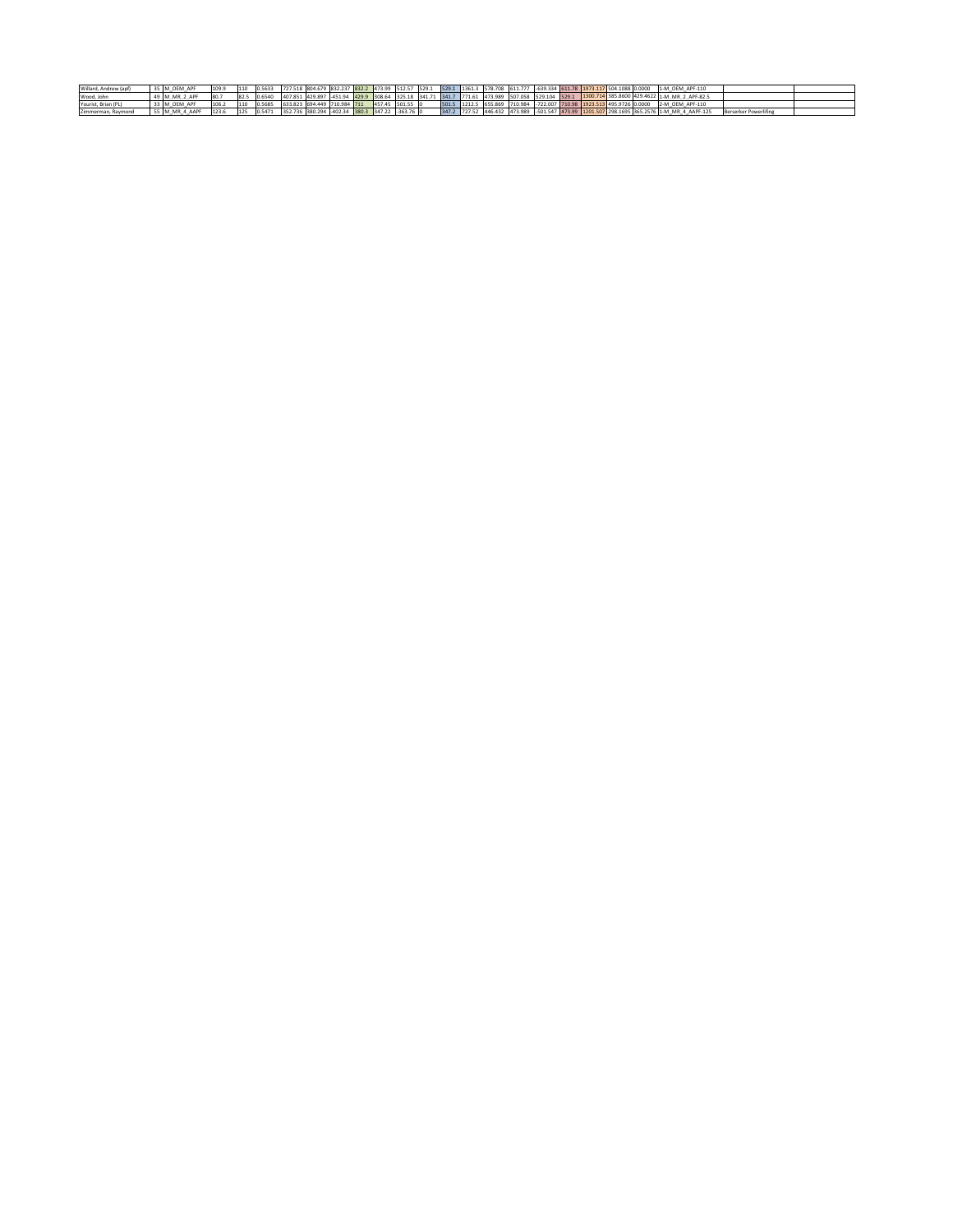| | | | | | | | | | | | | | | | | | | | | | | | | | | | | | |
|---|---|---|---|---|---|---|---|---|---|---|---|---|---|---|---|---|---|---|---|---|---|---|---|---|---|---|---|---|---|
| Willard, Andrew (apf) | 35 | M_OEM_APF | 109.9 | 110 | 0.5633 | 727.518 | 804.679 | 832.237 | 832.2 | 473.99 | 512.57 | 529.1 | 529.1 | 1361.3 | 578.708 | 611.777 | -639.334 | 611.78 | 1973.117 | 504.1088 | 0.0000 | 1-M_OEM_APF-110 | | |
| Wood, John | 49 | M_MR_2_APF | 80.7 | 82.5 | 0.6540 | 407.851 | 429.897 | -451.94 | 429.9 | 308.64 | 325.18 | 341.71 | 341.7 | 771.61 | 473.989 | 507.058 | 529.104 | 529.1 | 1300.714 | 385.8600 | 429.4622 | 1-M_MR_2_APF-82.5 | | |
| Yourist, Brian (PL) | 33 | M_OEM_APF | 106.2 | 110 | 0.5685 | 633.823 | 694.449 | 710.984 | 711 | 457.45 | 501.55 | 0 | 501.5 | 1212.5 | 655.869 | 710.984 | -722.007 | 710.98 | 1923.513 | 495.9726 | 0.0000 | 2-M_OEM_APF-110 | | |
| Zimmerman, Raymond | 55 | M_MR_4_AAPF | 123.6 | 125 | 0.5471 | 352.736 | 380.294 | -402.34 | 380.3 | 347.22 | -363.76 | 0 | 347.2 | 727.52 | 446.432 | 473.989 | -501.547 | 473.99 | 1201.507 | 298.1695 | 365.2576 | 1-M_MR_4_AAPF-125 | Berserker Powerlifting | |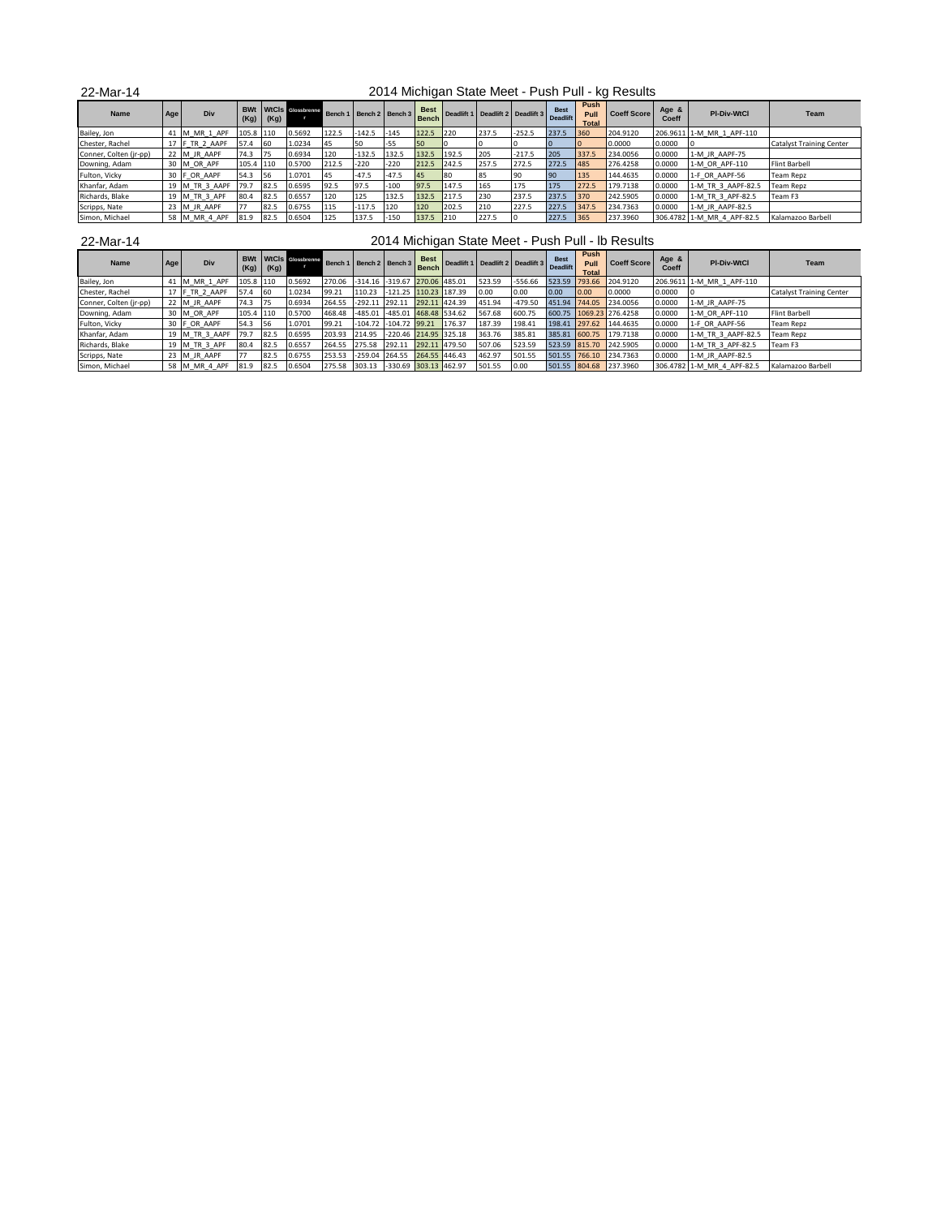22-Mar-14

# 2014 Michigan State Meet - Push Pull - kg Results

| Name | Age | Div | BWt (Kg) | WtCls (Kg) | Glossbrenner | Bench 1 | Bench 2 | Bench 3 | Best Bench | Deadlift 1 | Deadlift 2 | Deadlift 3 | Best Deadlift | Push Pull Total | Coeff Score | Age & Coeff | Pl-Div-WtCl | Team |
|---|---|---|---|---|---|---|---|---|---|---|---|---|---|---|---|---|---|---|
| Bailey, Jon | 41 | M_MR_1_APF | 105.8 | 110 | 0.5692 | 122.5 | -142.5 | -145 | 122.5 | 220 | 237.5 | -252.5 | 237.5 | 360 | 204.9120 | 206.9611 | 1-M_MR_1_APF-110 | |
| Chester, Rachel | 17 | F_TR_2_AAPF | 57.4 | 60 | 1.0234 | 45 | 50 | -55 | 50 | 0 | 0 | 0 | 0 | 0 | 0.0000 | 0.0000 | 0 | Catalyst Training Center |
| Conner, Colten (jr-pp) | 22 | M_JR_AAPF | 74.3 | 75 | 0.6934 | 120 | -132.5 | 132.5 | 132.5 | 192.5 | 205 | -217.5 | 205 | 337.5 | 234.0056 | 0.0000 | 1-M_JR_AAPF-75 | |
| Downing, Adam | 30 | M_OR_APF | 105.4 | 110 | 0.5700 | 212.5 | -220 | -220 | 212.5 | 242.5 | 257.5 | 272.5 | 272.5 | 485 | 276.4258 | 0.0000 | 1-M_OR_APF-110 | Flint Barbell |
| Fulton, Vicky | 30 | F_OR_AAPF | 54.3 | 56 | 1.0701 | 45 | -47.5 | -47.5 | 45 | 80 | 85 | 90 | 90 | 135 | 144.4635 | 0.0000 | 1-F_OR_AAPF-56 | Team Repz |
| Khanfar, Adam | 19 | M_TR_3_AAPF | 79.7 | 82.5 | 0.6595 | 92.5 | 97.5 | -100 | 97.5 | 147.5 | 165 | 175 | 175 | 272.5 | 179.7138 | 0.0000 | 1-M_TR_3_AAPF-82.5 | Team Repz |
| Richards, Blake | 19 | M_TR_3_APF | 80.4 | 82.5 | 0.6557 | 120 | 125 | 132.5 | 132.5 | 217.5 | 230 | 237.5 | 237.5 | 370 | 242.5905 | 0.0000 | 1-M_TR_3_APF-82.5 | Team F3 |
| Scripps, Nate | 23 | M_JR_AAPF | 77 | 82.5 | 0.6755 | 115 | -117.5 | 120 | 120 | 202.5 | 210 | 227.5 | 227.5 | 347.5 | 234.7363 | 0.0000 | 1-M_JR_AAPF-82.5 | |
| Simon, Michael | 58 | M_MR_4_APF | 81.9 | 82.5 | 0.6504 | 125 | 137.5 | -150 | 137.5 | 210 | 227.5 | 0 | 227.5 | 365 | 237.3960 | 306.4782 | 1-M_MR_4_APF-82.5 | Kalamazoo Barbell |

22-Mar-14

# 2014 Michigan State Meet - Push Pull - lb Results

| Name | Age | Div | BWt (Kg) | WtCls (Kg) | Glossbrenner | Bench 1 | Bench 2 | Bench 3 | Best Bench | Deadlift 1 | Deadlift 2 | Deadlift 3 | Best Deadlift | Push Pull Total | Coeff Score | Age & Coeff | Pl-Div-WtCl | Team |
|---|---|---|---|---|---|---|---|---|---|---|---|---|---|---|---|---|---|---|
| Bailey, Jon | 41 | M_MR_1_APF | 105.8 | 110 | 0.5692 | 270.06 | -314.16 | -319.67 | 270.06 | 485.01 | 523.59 | -556.66 | 523.59 | 793.66 | 204.9120 | 206.9611 | 1-M_MR_1_APF-110 | |
| Chester, Rachel | 17 | F_TR_2_AAPF | 57.4 | 60 | 1.0234 | 99.21 | 110.23 | -121.25 | 110.23 | 187.39 | 0.00 | 0.00 | 0.00 | 0.00 | 0.0000 | 0.0000 | 0 | Catalyst Training Center |
| Conner, Colten (jr-pp) | 22 | M_JR_AAPF | 74.3 | 75 | 0.6934 | 264.55 | -292.11 | 292.11 | 292.11 | 424.39 | 451.94 | -479.50 | 451.94 | 744.05 | 234.0056 | 0.0000 | 1-M_JR_AAPF-75 | |
| Downing, Adam | 30 | M_OR_APF | 105.4 | 110 | 0.5700 | 468.48 | -485.01 | -485.01 | 468.48 | 534.62 | 567.68 | 600.75 | 600.75 | 1069.23 | 276.4258 | 0.0000 | 1-M_OR_APF-110 | Flint Barbell |
| Fulton, Vicky | 30 | F_OR_AAPF | 54.3 | 56 | 1.0701 | 99.21 | -104.72 | -104.72 | 99.21 | 176.37 | 187.39 | 198.41 | 198.41 | 297.62 | 144.4635 | 0.0000 | 1-F_OR_AAPF-56 | Team Repz |
| Khanfar, Adam | 19 | M_TR_3_AAPF | 79.7 | 82.5 | 0.6595 | 203.93 | 214.95 | -220.46 | 214.95 | 325.18 | 363.76 | 385.81 | 385.81 | 600.75 | 179.7138 | 0.0000 | 1-M_TR_3_AAPF-82.5 | Team Repz |
| Richards, Blake | 19 | M_TR_3_APF | 80.4 | 82.5 | 0.6557 | 264.55 | 275.58 | 292.11 | 292.11 | 479.50 | 507.06 | 523.59 | 523.59 | 815.70 | 242.5905 | 0.0000 | 1-M_TR_3_APF-82.5 | Team F3 |
| Scripps, Nate | 23 | M_JR_AAPF | 77 | 82.5 | 0.6755 | 253.53 | -259.04 | 264.55 | 264.55 | 446.43 | 462.97 | 501.55 | 501.55 | 766.10 | 234.7363 | 0.0000 | 1-M_JR_AAPF-82.5 | |
| Simon, Michael | 58 | M_MR_4_APF | 81.9 | 82.5 | 0.6504 | 275.58 | 303.13 | -330.69 | 303.13 | 462.97 | 501.55 | 0.00 | 501.55 | 804.68 | 237.3960 | 306.4782 | 1-M_MR_4_APF-82.5 | Kalamazoo Barbell |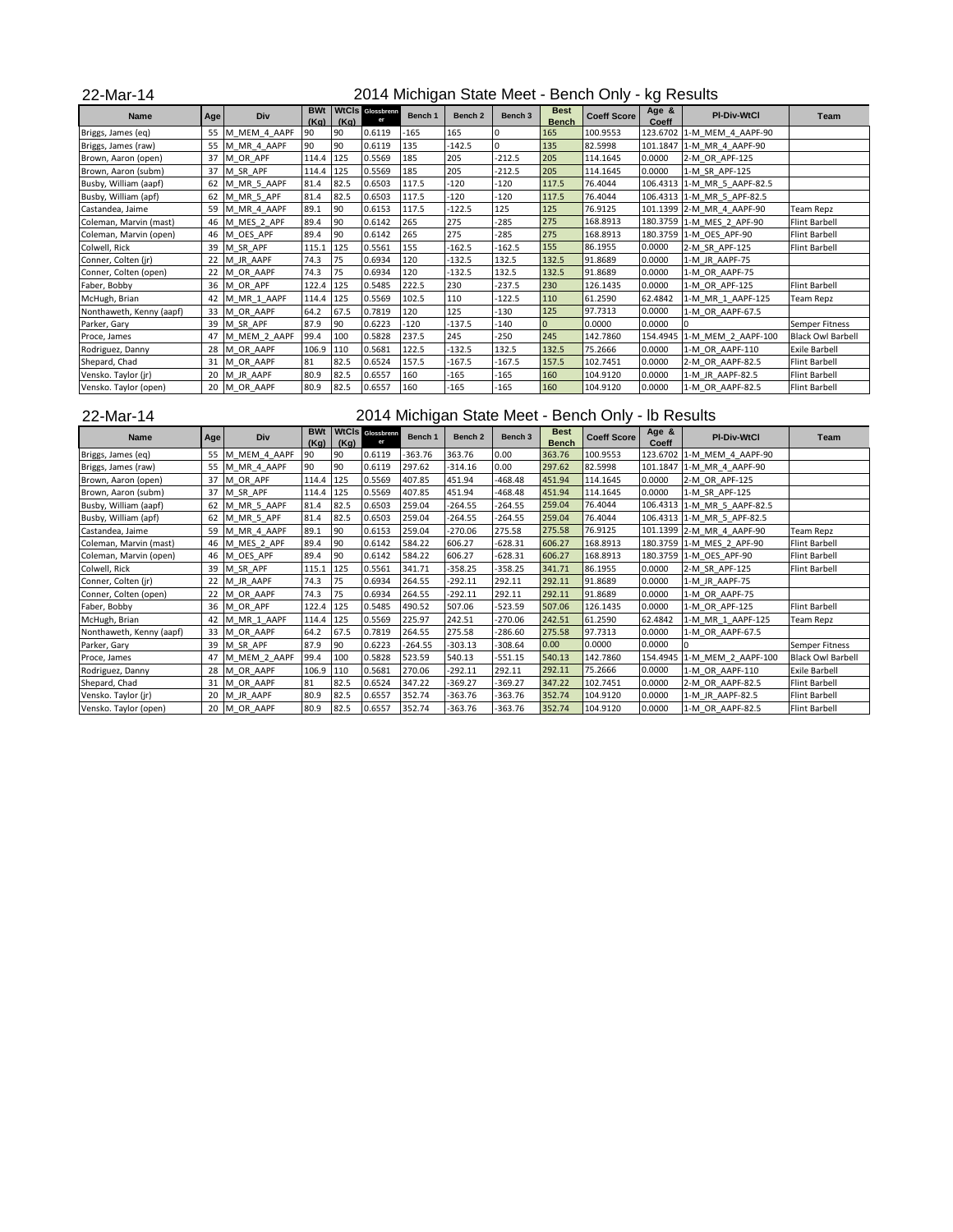22-Mar-14

# 2014 Michigan State Meet - Bench Only - kg Results

| Name | Age | Div | BWt (Kg) | WtCls (Kg) | Glossbrenner | Bench 1 | Bench 2 | Bench 3 | Best Bench | Coeff Score | Age & Coeff | Pl-Div-WtCl | Team |
|---|---|---|---|---|---|---|---|---|---|---|---|---|---|
| Briggs, James (eq) | 55 | M_MEM_4_AAPF | 90 | 90 | 0.6119 | -165 | 165 | 0 | 165 | 100.9553 | 123.6702 | 1-M_MEM_4_AAPF-90 | |
| Briggs, James (raw) | 55 | M_MR_4_AAPF | 90 | 90 | 0.6119 | 135 | -142.5 | 0 | 135 | 82.5998 | 101.1847 | 1-M_MR_4_AAPF-90 | |
| Brown, Aaron (open) | 37 | M_OR_APF | 114.4 | 125 | 0.5569 | 185 | 205 | -212.5 | 205 | 114.1645 | 0.0000 | 2-M_OR_APF-125 | |
| Brown, Aaron (subm) | 37 | M_SR_APF | 114.4 | 125 | 0.5569 | 185 | 205 | -212.5 | 205 | 114.1645 | 0.0000 | 1-M_SR_APF-125 | |
| Busby, William (aapf) | 62 | M_MR_5_AAPF | 81.4 | 82.5 | 0.6503 | 117.5 | -120 | -120 | 117.5 | 76.4044 | 106.4313 | 1-M_MR_5_AAPF-82.5 | |
| Busby, William (apf) | 62 | M_MR_5_APF | 81.4 | 82.5 | 0.6503 | 117.5 | -120 | -120 | 117.5 | 76.4044 | 106.4313 | 1-M_MR_5_APF-82.5 | |
| Castandea, Jaime | 59 | M_MR_4_AAPF | 89.1 | 90 | 0.6153 | 117.5 | -122.5 | 125 | 125 | 76.9125 | 101.1399 | 2-M_MR_4_AAPF-90 | Team Repz |
| Coleman, Marvin (mast) | 46 | M_MES_2_APF | 89.4 | 90 | 0.6142 | 265 | 275 | -285 | 275 | 168.8913 | 180.3759 | 1-M_MES_2_APF-90 | Flint Barbell |
| Coleman, Marvin (open) | 46 | M_OES_APF | 89.4 | 90 | 0.6142 | 265 | 275 | -285 | 275 | 168.8913 | 180.3759 | 1-M_OES_APF-90 | Flint Barbell |
| Colwell, Rick | 39 | M_SR_APF | 115.1 | 125 | 0.5561 | 155 | -162.5 | -162.5 | 155 | 86.1955 | 0.0000 | 2-M_SR_APF-125 | Flint Barbell |
| Conner, Colten (jr) | 22 | M_JR_AAPF | 74.3 | 75 | 0.6934 | 120 | -132.5 | 132.5 | 132.5 | 91.8689 | 0.0000 | 1-M_JR_AAPF-75 | |
| Conner, Colten (open) | 22 | M_OR_AAPF | 74.3 | 75 | 0.6934 | 120 | -132.5 | 132.5 | 132.5 | 91.8689 | 0.0000 | 1-M_OR_AAPF-75 | |
| Faber, Bobby | 36 | M_OR_APF | 122.4 | 125 | 0.5485 | 222.5 | 230 | -237.5 | 230 | 126.1435 | 0.0000 | 1-M_OR_APF-125 | Flint Barbell |
| McHugh, Brian | 42 | M_MR_1_AAPF | 114.4 | 125 | 0.5569 | 102.5 | 110 | -122.5 | 110 | 61.2590 | 62.4842 | 1-M_MR_1_AAPF-125 | Team Repz |
| Nonthaweth, Kenny (aapf) | 33 | M_OR_AAPF | 64.2 | 67.5 | 0.7819 | 120 | 125 | -130 | 125 | 97.7313 | 0.0000 | 1-M_OR_AAPF-67.5 | |
| Parker, Gary | 39 | M_SR_APF | 87.9 | 90 | 0.6223 | -120 | -137.5 | -140 | 0 | 0.0000 | 0.0000 | 0 | Semper Fitness |
| Proce, James | 47 | M_MEM_2_AAPF | 99.4 | 100 | 0.5828 | 237.5 | 245 | -250 | 245 | 142.7860 | 154.4945 | 1-M_MEM_2_AAPF-100 | Black Owl Barbell |
| Rodriguez, Danny | 28 | M_OR_AAPF | 106.9 | 110 | 0.5681 | 122.5 | -132.5 | 132.5 | 132.5 | 75.2666 | 0.0000 | 1-M_OR_AAPF-110 | Exile Barbell |
| Shepard, Chad | 31 | M_OR_AAPF | 81 | 82.5 | 0.6524 | 157.5 | -167.5 | -167.5 | 157.5 | 102.7451 | 0.0000 | 2-M_OR_AAPF-82.5 | Flint Barbell |
| Vensko. Taylor (jr) | 20 | M_JR_AAPF | 80.9 | 82.5 | 0.6557 | 160 | -165 | -165 | 160 | 104.9120 | 0.0000 | 1-M_JR_AAPF-82.5 | Flint Barbell |
| Vensko. Taylor (open) | 20 | M_OR_AAPF | 80.9 | 82.5 | 0.6557 | 160 | -165 | -165 | 160 | 104.9120 | 0.0000 | 1-M_OR_AAPF-82.5 | Flint Barbell |

22-Mar-14

# 2014 Michigan State Meet - Bench Only - lb Results

| Name | Age | Div | BWt (Kg) | WtCls (Kg) | Glossbrenner | Bench 1 | Bench 2 | Bench 3 | Best Bench | Coeff Score | Age & Coeff | Pl-Div-WtCl | Team |
|---|---|---|---|---|---|---|---|---|---|---|---|---|---|
| Briggs, James (eq) | 55 | M_MEM_4_AAPF | 90 | 90 | 0.6119 | -363.76 | 363.76 | 0.00 | 363.76 | 100.9553 | 123.6702 | 1-M_MEM_4_AAPF-90 | |
| Briggs, James (raw) | 55 | M_MR_4_AAPF | 90 | 90 | 0.6119 | 297.62 | -314.16 | 0.00 | 297.62 | 82.5998 | 101.1847 | 1-M_MR_4_AAPF-90 | |
| Brown, Aaron (open) | 37 | M_OR_APF | 114.4 | 125 | 0.5569 | 407.85 | 451.94 | -468.48 | 451.94 | 114.1645 | 0.0000 | 2-M_OR_APF-125 | |
| Brown, Aaron (subm) | 37 | M_SR_APF | 114.4 | 125 | 0.5569 | 407.85 | 451.94 | -468.48 | 451.94 | 114.1645 | 0.0000 | 1-M_SR_APF-125 | |
| Busby, William (aapf) | 62 | M_MR_5_AAPF | 81.4 | 82.5 | 0.6503 | 259.04 | -264.55 | -264.55 | 259.04 | 76.4044 | 106.4313 | 1-M_MR_5_AAPF-82.5 | |
| Busby, William (apf) | 62 | M_MR_5_APF | 81.4 | 82.5 | 0.6503 | 259.04 | -264.55 | -264.55 | 259.04 | 76.4044 | 106.4313 | 1-M_MR_5_APF-82.5 | |
| Castandea, Jaime | 59 | M_MR_4_AAPF | 89.1 | 90 | 0.6153 | 259.04 | -270.06 | 275.58 | 275.58 | 76.9125 | 101.1399 | 2-M_MR_4_AAPF-90 | Team Repz |
| Coleman, Marvin (mast) | 46 | M_MES_2_APF | 89.4 | 90 | 0.6142 | 584.22 | 606.27 | -628.31 | 606.27 | 168.8913 | 180.3759 | 1-M_MES_2_APF-90 | Flint Barbell |
| Coleman, Marvin (open) | 46 | M_OES_APF | 89.4 | 90 | 0.6142 | 584.22 | 606.27 | -628.31 | 606.27 | 168.8913 | 180.3759 | 1-M_OES_APF-90 | Flint Barbell |
| Colwell, Rick | 39 | M_SR_APF | 115.1 | 125 | 0.5561 | 341.71 | -358.25 | -358.25 | 341.71 | 86.1955 | 0.0000 | 2-M_SR_APF-125 | Flint Barbell |
| Conner, Colten (jr) | 22 | M_JR_AAPF | 74.3 | 75 | 0.6934 | 264.55 | -292.11 | 292.11 | 292.11 | 91.8689 | 0.0000 | 1-M_JR_AAPF-75 | |
| Conner, Colten (open) | 22 | M_OR_AAPF | 74.3 | 75 | 0.6934 | 264.55 | -292.11 | 292.11 | 292.11 | 91.8689 | 0.0000 | 1-M_OR_AAPF-75 | |
| Faber, Bobby | 36 | M_OR_APF | 122.4 | 125 | 0.5485 | 490.52 | 507.06 | -523.59 | 507.06 | 126.1435 | 0.0000 | 1-M_OR_APF-125 | Flint Barbell |
| McHugh, Brian | 42 | M_MR_1_AAPF | 114.4 | 125 | 0.5569 | 225.97 | 242.51 | -270.06 | 242.51 | 61.2590 | 62.4842 | 1-M_MR_1_AAPF-125 | Team Repz |
| Nonthaweth, Kenny (aapf) | 33 | M_OR_AAPF | 64.2 | 67.5 | 0.7819 | 264.55 | 275.58 | -286.60 | 275.58 | 97.7313 | 0.0000 | 1-M_OR_AAPF-67.5 | |
| Parker, Gary | 39 | M_SR_APF | 87.9 | 90 | 0.6223 | -264.55 | -303.13 | -308.64 | 0.00 | 0.0000 | 0.0000 | 0 | Semper Fitness |
| Proce, James | 47 | M_MEM_2_AAPF | 99.4 | 100 | 0.5828 | 523.59 | 540.13 | -551.15 | 540.13 | 142.7860 | 154.4945 | 1-M_MEM_2_AAPF-100 | Black Owl Barbell |
| Rodriguez, Danny | 28 | M_OR_AAPF | 106.9 | 110 | 0.5681 | 270.06 | -292.11 | 292.11 | 292.11 | 75.2666 | 0.0000 | 1-M_OR_AAPF-110 | Exile Barbell |
| Shepard, Chad | 31 | M_OR_AAPF | 81 | 82.5 | 0.6524 | 347.22 | -369.27 | -369.27 | 347.22 | 102.7451 | 0.0000 | 2-M_OR_AAPF-82.5 | Flint Barbell |
| Vensko. Taylor (jr) | 20 | M_JR_AAPF | 80.9 | 82.5 | 0.6557 | 352.74 | -363.76 | -363.76 | 352.74 | 104.9120 | 0.0000 | 1-M_JR_AAPF-82.5 | Flint Barbell |
| Vensko. Taylor (open) | 20 | M_OR_AAPF | 80.9 | 82.5 | 0.6557 | 352.74 | -363.76 | -363.76 | 352.74 | 104.9120 | 0.0000 | 1-M_OR_AAPF-82.5 | Flint Barbell |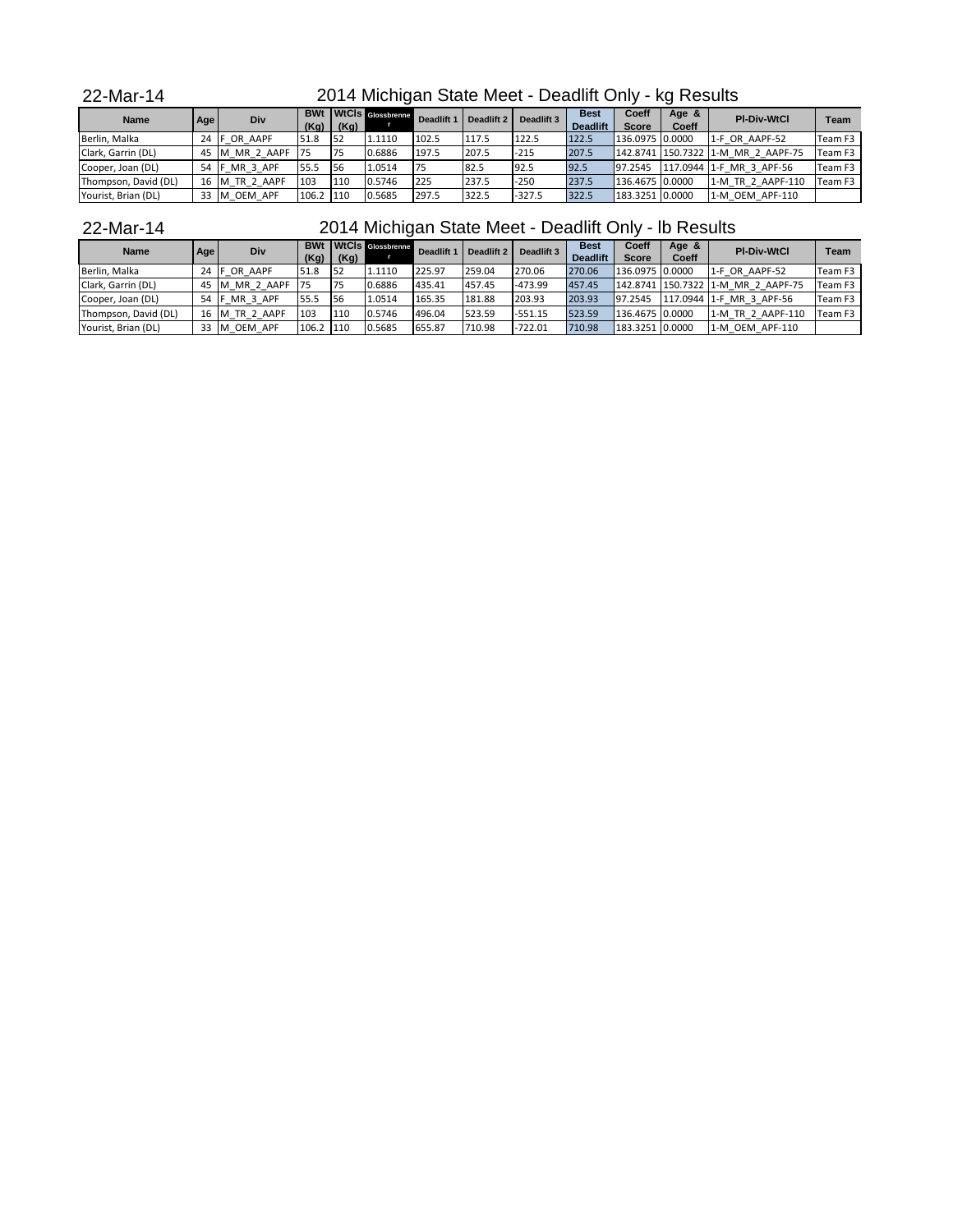22-Mar-14

## 2014 Michigan State Meet - Deadlift Only - kg Results

| Name | Age | Div | BWt (Kg) | WtCls (Kg) | Glossbrenner | Deadlift 1 | Deadlift 2 | Deadlift 3 | Best Deadlift | Coeff Score | Age & Coeff | Pl-Div-WtCl | Team |
|---|---|---|---|---|---|---|---|---|---|---|---|---|---|
| Berlin, Malka | 24 | F_OR_AAPF | 51.8 | 52 | 1.1110 | 102.5 | 117.5 | 122.5 | 122.5 | 136.0975 | 0.0000 | 1-F_OR_AAPF-52 | Team F3 |
| Clark, Garrin (DL) | 45 | M_MR_2_AAPF | 75 | 75 | 0.6886 | 197.5 | 207.5 | -215 | 207.5 | 142.8741 | 150.7322 | 1-M_MR_2_AAPF-75 | Team F3 |
| Cooper, Joan (DL) | 54 | F_MR_3_APF | 55.5 | 56 | 1.0514 | 75 | 82.5 | 92.5 | 92.5 | 97.2545 | 117.0944 | 1-F_MR_3_APF-56 | Team F3 |
| Thompson, David (DL) | 16 | M_TR_2_AAPF | 103 | 110 | 0.5746 | 225 | 237.5 | -250 | 237.5 | 136.4675 | 0.0000 | 1-M_TR_2_AAPF-110 | Team F3 |
| Yourist, Brian (DL) | 33 | M_OEM_APF | 106.2 | 110 | 0.5685 | 297.5 | 322.5 | -327.5 | 322.5 | 183.3251 | 0.0000 | 1-M_OEM_APF-110 | |

22-Mar-14

## 2014 Michigan State Meet - Deadlift Only - lb Results

| Name | Age | Div | BWt (Kg) | WtCls (Kg) | Glossbrenner | Deadlift 1 | Deadlift 2 | Deadlift 3 | Best Deadlift | Coeff Score | Age & Coeff | Pl-Div-WtCl | Team |
|---|---|---|---|---|---|---|---|---|---|---|---|---|---|
| Berlin, Malka | 24 | F_OR_AAPF | 51.8 | 52 | 1.1110 | 225.97 | 259.04 | 270.06 | 270.06 | 136.0975 | 0.0000 | 1-F_OR_AAPF-52 | Team F3 |
| Clark, Garrin (DL) | 45 | M_MR_2_AAPF | 75 | 75 | 0.6886 | 435.41 | 457.45 | -473.99 | 457.45 | 142.8741 | 150.7322 | 1-M_MR_2_AAPF-75 | Team F3 |
| Cooper, Joan (DL) | 54 | F_MR_3_APF | 55.5 | 56 | 1.0514 | 165.35 | 181.88 | 203.93 | 203.93 | 97.2545 | 117.0944 | 1-F_MR_3_APF-56 | Team F3 |
| Thompson, David (DL) | 16 | M_TR_2_AAPF | 103 | 110 | 0.5746 | 496.04 | 523.59 | -551.15 | 523.59 | 136.4675 | 0.0000 | 1-M_TR_2_AAPF-110 | Team F3 |
| Yourist, Brian (DL) | 33 | M_OEM_APF | 106.2 | 110 | 0.5685 | 655.87 | 710.98 | -722.01 | 710.98 | 183.3251 | 0.0000 | 1-M_OEM_APF-110 | |